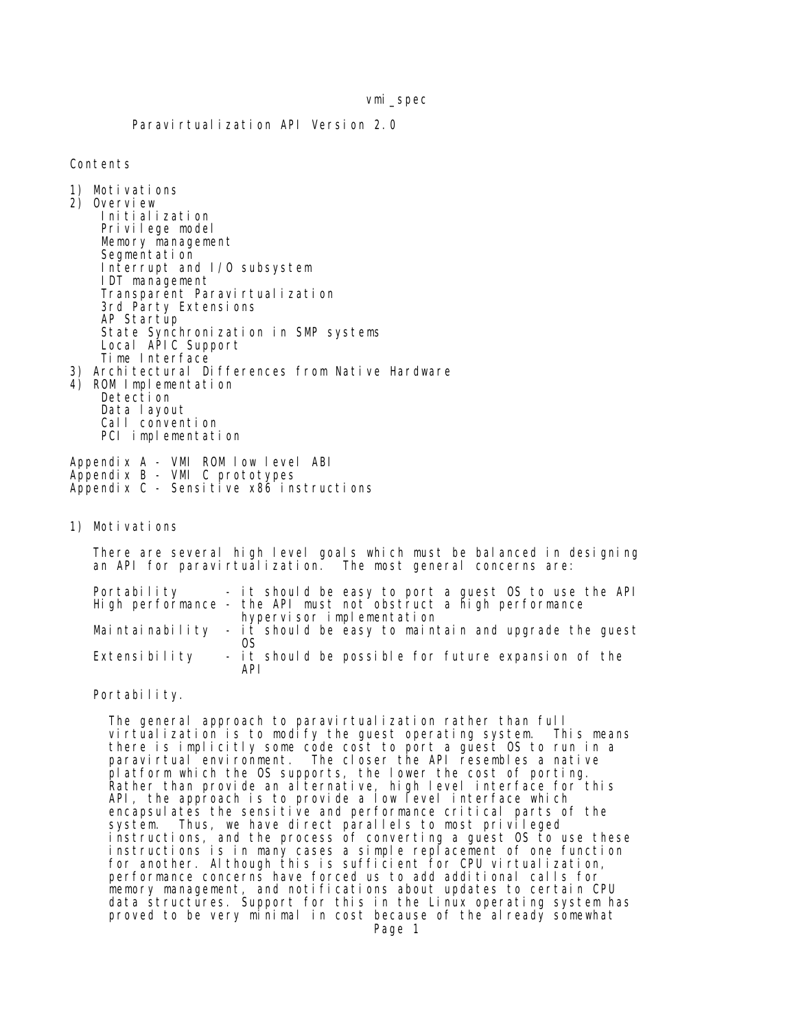# Paravirtualization API Version 2.0

Contents

1) Motivations
2) Overview
   - Initialization
   - Privilege model
   - Memory management
   - Segmentation
   - Interrupt and I/O subsystem
   - IDT management
   - Transparent Paravirtualization
   - 3rd Party Extensions
   - AP Startup
   - State Synchronization in SMP systems
   - Local APIC Support
   - Time Interface
3) Architectural Differences from Native Hardware
4) ROM Implementation
   - Detection
   - Data layout
   - Call convention
   - PCI implementation

Appendix A - VMI ROM low level ABI
Appendix B - VMI C prototypes
Appendix C - Sensitive x86 instructions

## 1) Motivations

There are several high level goals which must be balanced in designing an API for paravirtualization. The most general concerns are:

```
Portability      - it should be easy to port a guest OS to use the API
High performance - the API must not obstruct a high performance
                   hypervisor implementation
Maintainability  - it should be easy to maintain and upgrade the guest
                   OS
Extensibility    - it should be possible for future expansion of the
                   API
```

### Portability.

The general approach to paravirtualization rather than full virtualization is to modify the guest operating system. This means there is implicitly some code cost to port a guest OS to run in a paravirtual environment. The closer the API resembles a native platform which the OS supports, the lower the cost of porting. Rather than provide an alternative, high level interface for this API, the approach is to provide a low level interface which encapsulates the sensitive and performance critical parts of the system. Thus, we have direct parallels to most privileged instructions, and the process of converting a guest OS to use these instructions is in many cases a simple replacement of one function for another. Although this is sufficient for CPU virtualization, performance concerns have forced us to add additional calls for memory management, and notifications about updates to certain CPU data structures. Support for this in the Linux operating system has proved to be very minimal in cost because of the already somewhat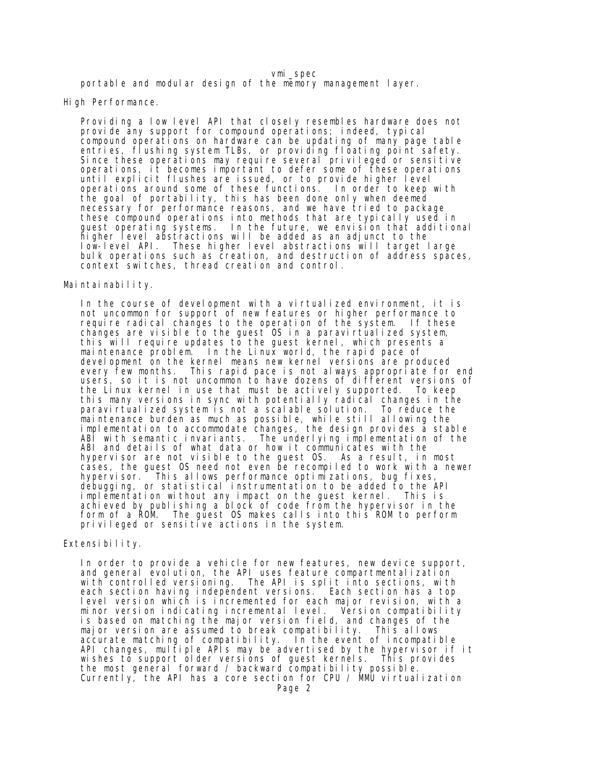portable and modular design of the memory management layer.

High Performance.

Providing a low level API that closely resembles hardware does not provide any support for compound operations; indeed, typical compound operations on hardware can be updating of many page table entries, flushing system TLBs, or providing floating point safety. Since these operations may require several privileged or sensitive operations, it becomes important to defer some of these operations until explicit flushes are issued, or to provide higher level operations around some of these functions. In order to keep with the goal of portability, this has been done only when deemed necessary for performance reasons, and we have tried to package these compound operations into methods that are typically used in guest operating systems. In the future, we envision that additional higher level abstractions will be added as an adjunct to the low-level API. These higher level abstractions will target large bulk operations such as creation, and destruction of address spaces, context switches, thread creation and control.

Maintainability.

In the course of development with a virtualized environment, it is not uncommon for support of new features or higher performance to require radical changes to the operation of the system. If these changes are visible to the guest OS in a paravirtualized system, this will require updates to the guest kernel, which presents a maintenance problem. In the Linux world, the rapid pace of development on the kernel means new kernel versions are produced every few months. This rapid pace is not always appropriate for end users, so it is not uncommon to have dozens of different versions of the Linux kernel in use that must be actively supported. To keep this many versions in sync with potentially radical changes in the paravirtualized system is not a scalable solution. To reduce the maintenance burden as much as possible, while still allowing the implementation to accommodate changes, the design provides a stable ABI with semantic invariants. The underlying implementation of the ABI and details of what data or how it communicates with the hypervisor are not visible to the guest OS. As a result, in most cases, the guest OS need not even be recompiled to work with a newer hypervisor. This allows performance optimizations, bug fixes, debugging, or statistical instrumentation to be added to the API implementation without any impact on the guest kernel. This is achieved by publishing a block of code from the hypervisor in the form of a ROM. The guest OS makes calls into this ROM to perform privileged or sensitive actions in the system.

Extensibility.

In order to provide a vehicle for new features, new device support, and general evolution, the API uses feature compartmentalization with controlled versioning. The API is split into sections, with each section having independent versions. Each section has a top level version which is incremented for each major revision, with a minor version indicating incremental level. Version compatibility is based on matching the major version field, and changes of the major version are assumed to break compatibility. This allows accurate matching of compatibility. In the event of incompatible API changes, multiple APIs may be advertised by the hypervisor if it wishes to support older versions of guest kernels. This provides the most general forward / backward compatibility possible. Currently, the API has a core section for CPU / MMU virtualization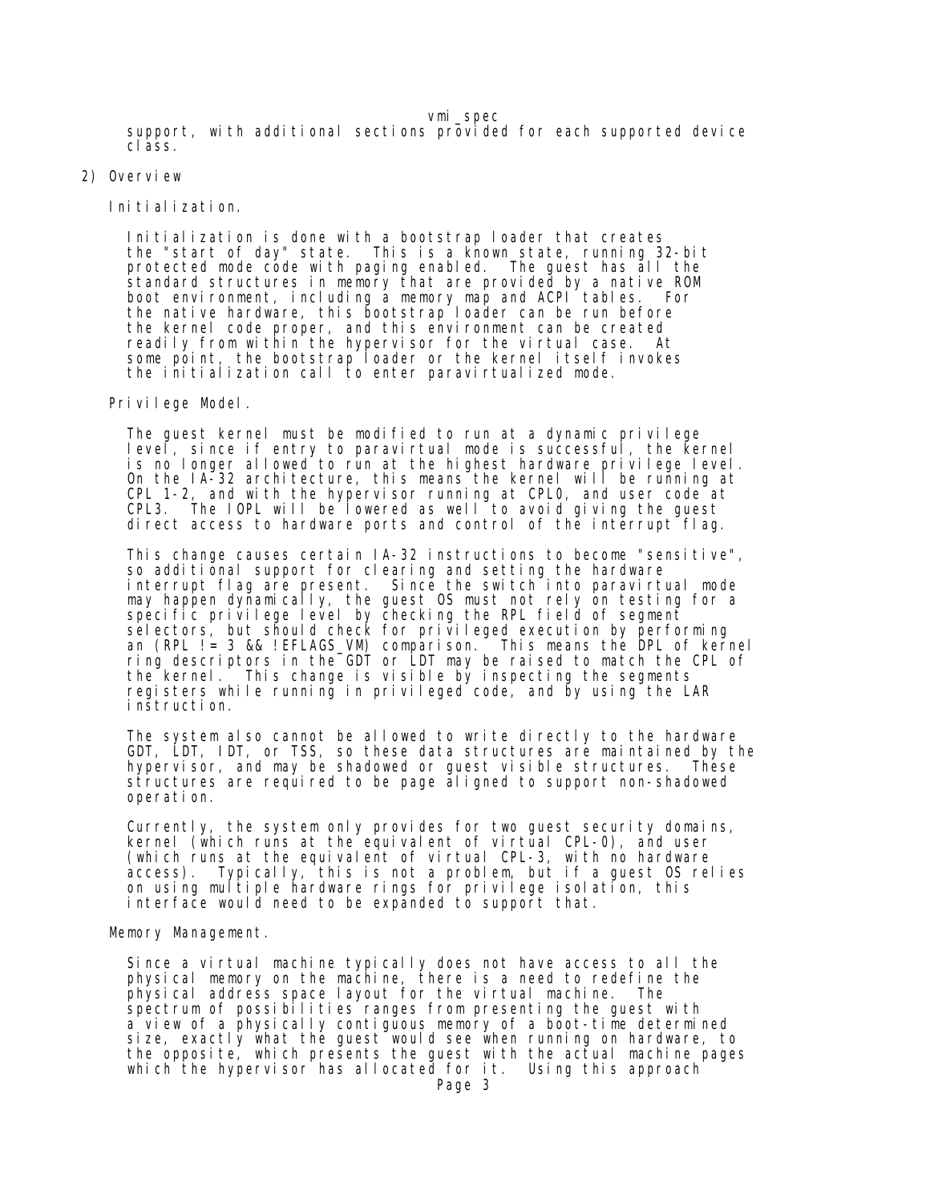support, with additional sections provided for each supported device class.

## 2) Overview

### Initialization.

Initialization is done with a bootstrap loader that creates the "start of day" state. This is a known state, running 32-bit protected mode code with paging enabled. The guest has all the standard structures in memory that are provided by a native ROM boot environment, including a memory map and ACPI tables. For the native hardware, this bootstrap loader can be run before the kernel code proper, and this environment can be created readily from within the hypervisor for the virtual case. At some point, the bootstrap loader or the kernel itself invokes the initialization call to enter paravirtualized mode.

### Privilege Model.

The guest kernel must be modified to run at a dynamic privilege level, since if entry to paravirtual mode is successful, the kernel is no longer allowed to run at the highest hardware privilege level. On the IA-32 architecture, this means the kernel will be running at CPL 1-2, and with the hypervisor running at CPL0, and user code at CPL3. The IOPL will be lowered as well to avoid giving the guest direct access to hardware ports and control of the interrupt flag.

This change causes certain IA-32 instructions to become "sensitive", so additional support for clearing and setting the hardware interrupt flag are present. Since the switch into paravirtual mode may happen dynamically, the guest OS must not rely on testing for a specific privilege level by checking the RPL field of segment selectors, but should check for privileged execution by performing an (RPL != 3 && !EFLAGS_VM) comparison. This means the DPL of kernel ring descriptors in the GDT or LDT may be raised to match the CPL of the kernel. This change is visible by inspecting the segments registers while running in privileged code, and by using the LAR instruction.

The system also cannot be allowed to write directly to the hardware GDT, LDT, IDT, or TSS, so these data structures are maintained by the hypervisor, and may be shadowed or guest visible structures. These structures are required to be page aligned to support non-shadowed operation.

Currently, the system only provides for two guest security domains, kernel (which runs at the equivalent of virtual CPL-0), and user (which runs at the equivalent of virtual CPL-3, with no hardware access). Typically, this is not a problem, but if a guest OS relies on using multiple hardware rings for privilege isolation, this interface would need to be expanded to support that.

### Memory Management.

Since a virtual machine typically does not have access to all the physical memory on the machine, there is a need to redefine the physical address space layout for the virtual machine. The spectrum of possibilities ranges from presenting the guest with a view of a physically contiguous memory of a boot-time determined size, exactly what the guest would see when running on hardware, to the opposite, which presents the guest with the actual machine pages which the hypervisor has allocated for it. Using this approach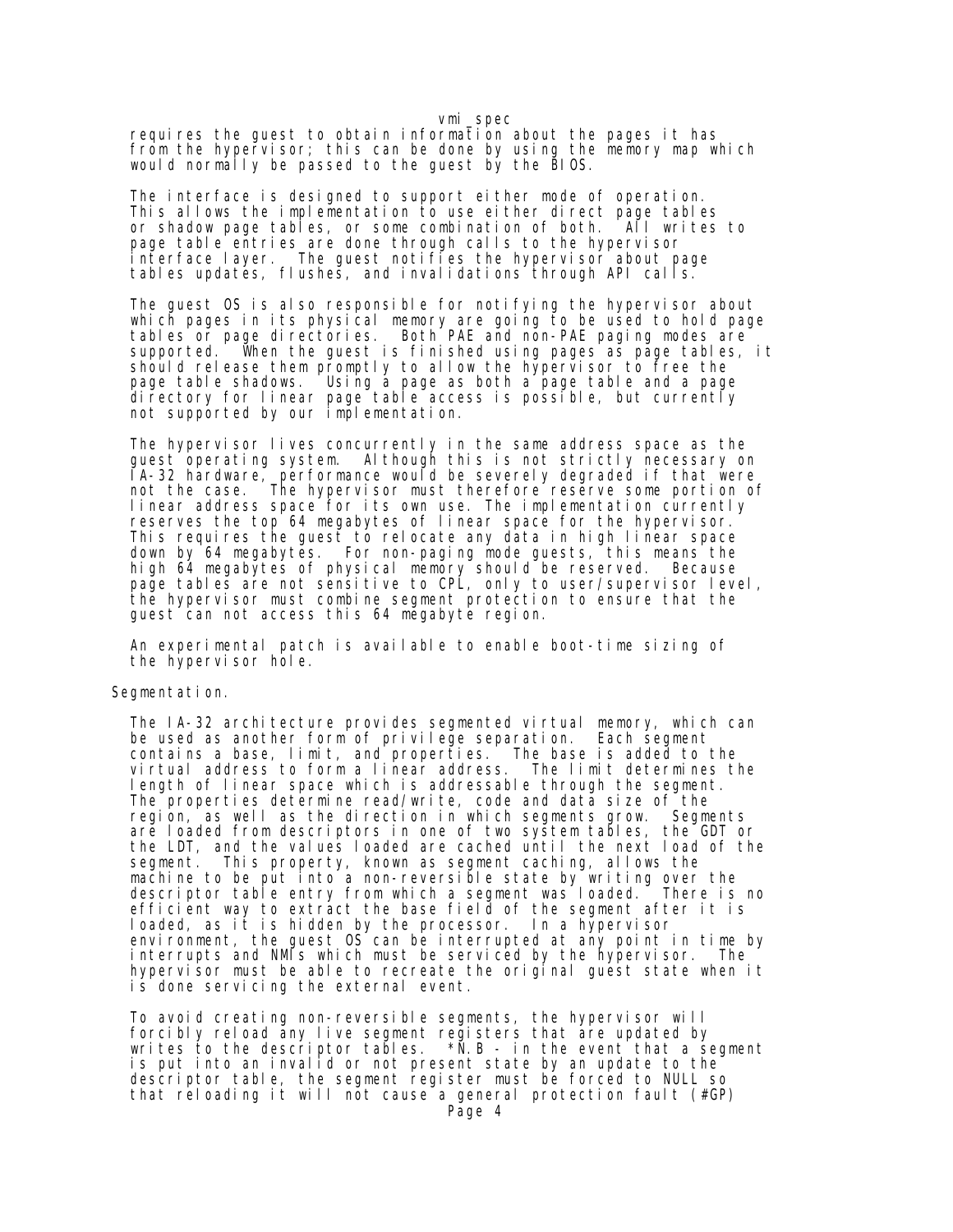requires the guest to obtain information about the pages it has from the hypervisor; this can be done by using the memory map which would normally be passed to the guest by the BIOS.

The interface is designed to support either mode of operation. This allows the implementation to use either direct page tables or shadow page tables, or some combination of both. All writes to page table entries are done through calls to the hypervisor interface layer. The guest notifies the hypervisor about page tables updates, flushes, and invalidations through API calls.

The guest OS is also responsible for notifying the hypervisor about which pages in its physical memory are going to be used to hold page tables or page directories. Both PAE and non-PAE paging modes are supported. When the guest is finished using pages as page tables, it should release them promptly to allow the hypervisor to free the page table shadows. Using a page as both a page table and a page directory for linear page table access is possible, but currently not supported by our implementation.

The hypervisor lives concurrently in the same address space as the guest operating system. Although this is not strictly necessary on IA-32 hardware, performance would be severely degraded if that were not the case. The hypervisor must therefore reserve some portion of linear address space for its own use. The implementation currently reserves the top 64 megabytes of linear space for the hypervisor. This requires the guest to relocate any data in high linear space down by 64 megabytes. For non-paging mode guests, this means the high 64 megabytes of physical memory should be reserved. Because page tables are not sensitive to CPL, only to user/supervisor level, the hypervisor must combine segment protection to ensure that the guest can not access this 64 megabyte region.

An experimental patch is available to enable boot-time sizing of the hypervisor hole.

## Segmentation.

The IA-32 architecture provides segmented virtual memory, which can be used as another form of privilege separation. Each segment contains a base, limit, and properties. The base is added to the virtual address to form a linear address. The limit determines the length of linear space which is addressable through the segment. The properties determine read/write, code and data size of the region, as well as the direction in which segments grow. Segments are loaded from descriptors in one of two system tables, the GDT or the LDT, and the values loaded are cached until the next load of the segment. This property, known as segment caching, allows the machine to be put into a non-reversible state by writing over the descriptor table entry from which a segment was loaded. There is no efficient way to extract the base field of the segment after it is loaded, as it is hidden by the processor. In a hypervisor environment, the guest OS can be interrupted at any point in time by interrupts and NMIs which must be serviced by the hypervisor. The hypervisor must be able to recreate the original guest state when it is done servicing the external event.

To avoid creating non-reversible segments, the hypervisor will forcibly reload any live segment registers that are updated by writes to the descriptor tables. *N.B - in the event that a segment is put into an invalid or not present state by an update to the descriptor table, the segment register must be forced to NULL so that reloading it will not cause a general protection fault (#GP)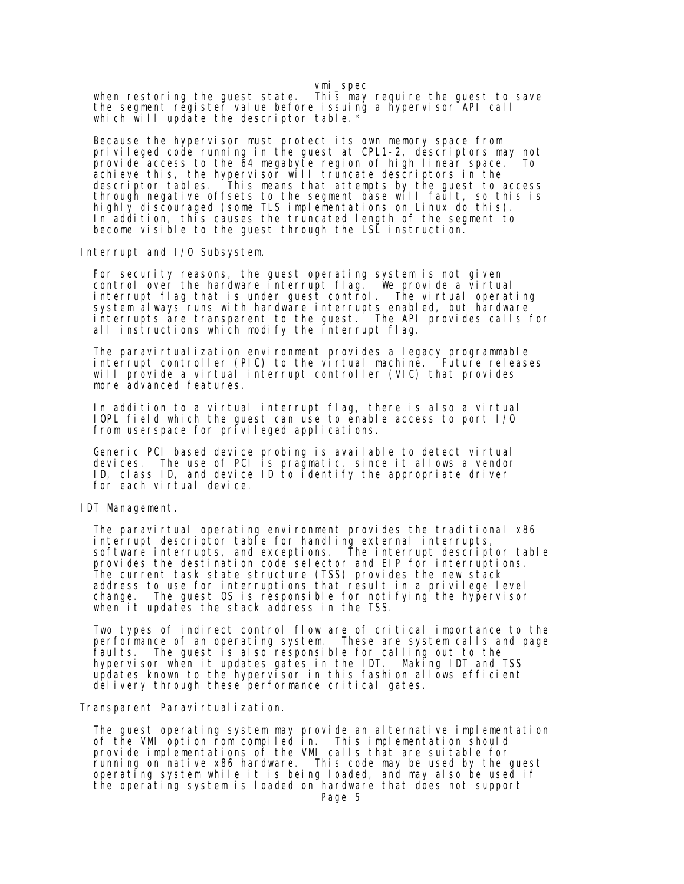when restoring the guest state. This may require the guest to save the segment register value before issuing a hypervisor API call which will update the descriptor table.*

Because the hypervisor must protect its own memory space from privileged code running in the guest at CPL1-2, descriptors may not provide access to the 64 megabyte region of high linear space. To achieve this, the hypervisor will truncate descriptors in the descriptor tables. This means that attempts by the guest to access through negative offsets to the segment base will fault, so this is highly discouraged (some TLS implementations on Linux do this). In addition, this causes the truncated length of the segment to become visible to the guest through the LSL instruction.

## Interrupt and I/O Subsystem.

For security reasons, the guest operating system is not given control over the hardware interrupt flag. We provide a virtual interrupt flag that is under guest control. The virtual operating system always runs with hardware interrupts enabled, but hardware interrupts are transparent to the guest. The API provides calls for all instructions which modify the interrupt flag.

The paravirtualization environment provides a legacy programmable interrupt controller (PIC) to the virtual machine. Future releases will provide a virtual interrupt controller (VIC) that provides more advanced features.

In addition to a virtual interrupt flag, there is also a virtual IOPL field which the guest can use to enable access to port I/O from userspace for privileged applications.

Generic PCI based device probing is available to detect virtual devices. The use of PCI is pragmatic, since it allows a vendor ID, class ID, and device ID to identify the appropriate driver for each virtual device.

## IDT Management.

The paravirtual operating environment provides the traditional x86 interrupt descriptor table for handling external interrupts, software interrupts, and exceptions. The interrupt descriptor table provides the destination code selector and EIP for interruptions. The current task state structure (TSS) provides the new stack address to use for interruptions that result in a privilege level change. The guest OS is responsible for notifying the hypervisor when it updates the stack address in the TSS.

Two types of indirect control flow are of critical importance to the performance of an operating system. These are system calls and page faults. The guest is also responsible for calling out to the hypervisor when it updates gates in the IDT. Making IDT and TSS updates known to the hypervisor in this fashion allows efficient delivery through these performance critical gates.

## Transparent Paravirtualization.

The guest operating system may provide an alternative implementation of the VMI option rom compiled in. This implementation should provide implementations of the VMI calls that are suitable for running on native x86 hardware. This code may be used by the guest operating system while it is being loaded, and may also be used if the operating system is loaded on hardware that does not support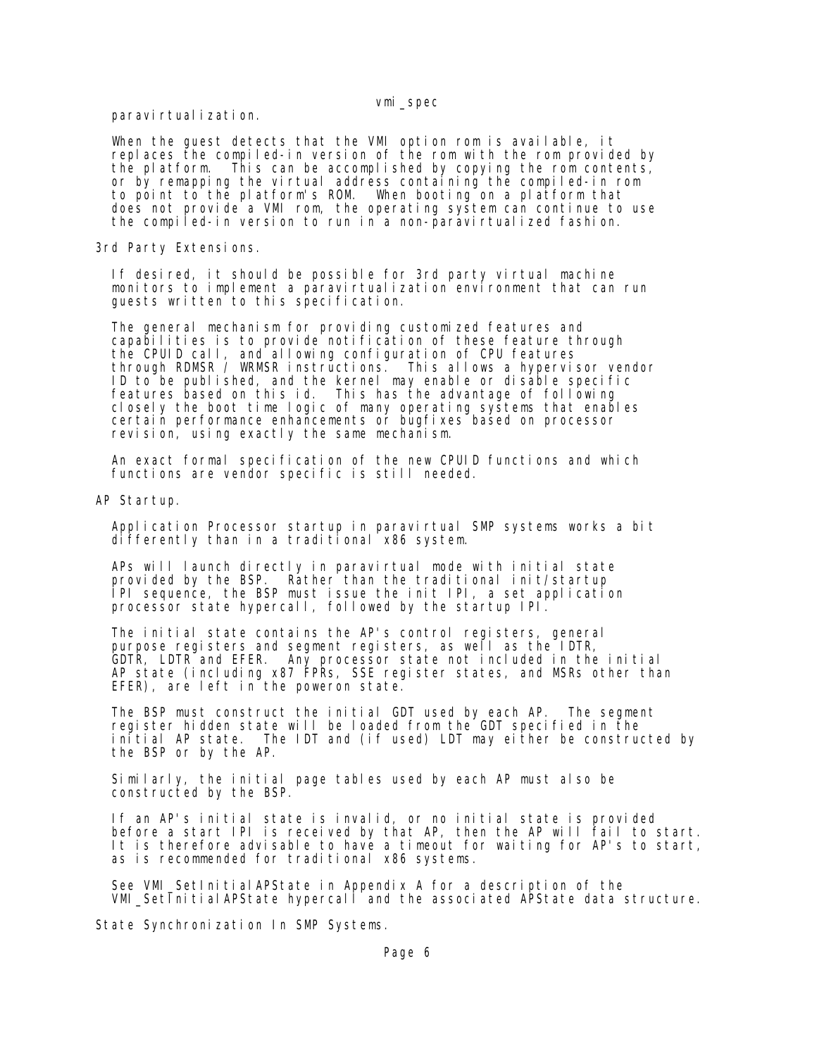paravirtualization.

When the guest detects that the VMI option rom is available, it replaces the compiled-in version of the rom with the rom provided by the platform. This can be accomplished by copying the rom contents, or by remapping the virtual address containing the compiled-in rom to point to the platform's ROM. When booting on a platform that does not provide a VMI rom, the operating system can continue to use the compiled-in version to run in a non-paravirtualized fashion.

## 3rd Party Extensions.

If desired, it should be possible for 3rd party virtual machine monitors to implement a paravirtualization environment that can run guests written to this specification.

The general mechanism for providing customized features and capabilities is to provide notification of these feature through the CPUID call, and allowing configuration of CPU features through RDMSR / WRMSR instructions. This allows a hypervisor vendor ID to be published, and the kernel may enable or disable specific features based on this id. This has the advantage of following closely the boot time logic of many operating systems that enables certain performance enhancements or bugfixes based on processor revision, using exactly the same mechanism.

An exact formal specification of the new CPUID functions and which functions are vendor specific is still needed.

## AP Startup.

Application Processor startup in paravirtual SMP systems works a bit differently than in a traditional x86 system.

APs will launch directly in paravirtual mode with initial state provided by the BSP. Rather than the traditional init/startup IPI sequence, the BSP must issue the init IPI, a set application processor state hypercall, followed by the startup IPI.

The initial state contains the AP's control registers, general purpose registers and segment registers, as well as the IDTR, GDTR, LDTR and EFER. Any processor state not included in the initial AP state (including x87 FPRs, SSE register states, and MSRs other than EFER), are left in the poweron state.

The BSP must construct the initial GDT used by each AP. The segment register hidden state will be loaded from the GDT specified in the initial AP state. The IDT and (if used) LDT may either be constructed by the BSP or by the AP.

Similarly, the initial page tables used by each AP must also be constructed by the BSP.

If an AP's initial state is invalid, or no initial state is provided before a start IPI is received by that AP, then the AP will fail to start. It is therefore advisable to have a timeout for waiting for AP's to start, as is recommended for traditional x86 systems.

See VMI_SetInitialAPState in Appendix A for a description of the VMI_SetInitialAPState hypercall and the associated APState data structure.

## State Synchronization In SMP Systems.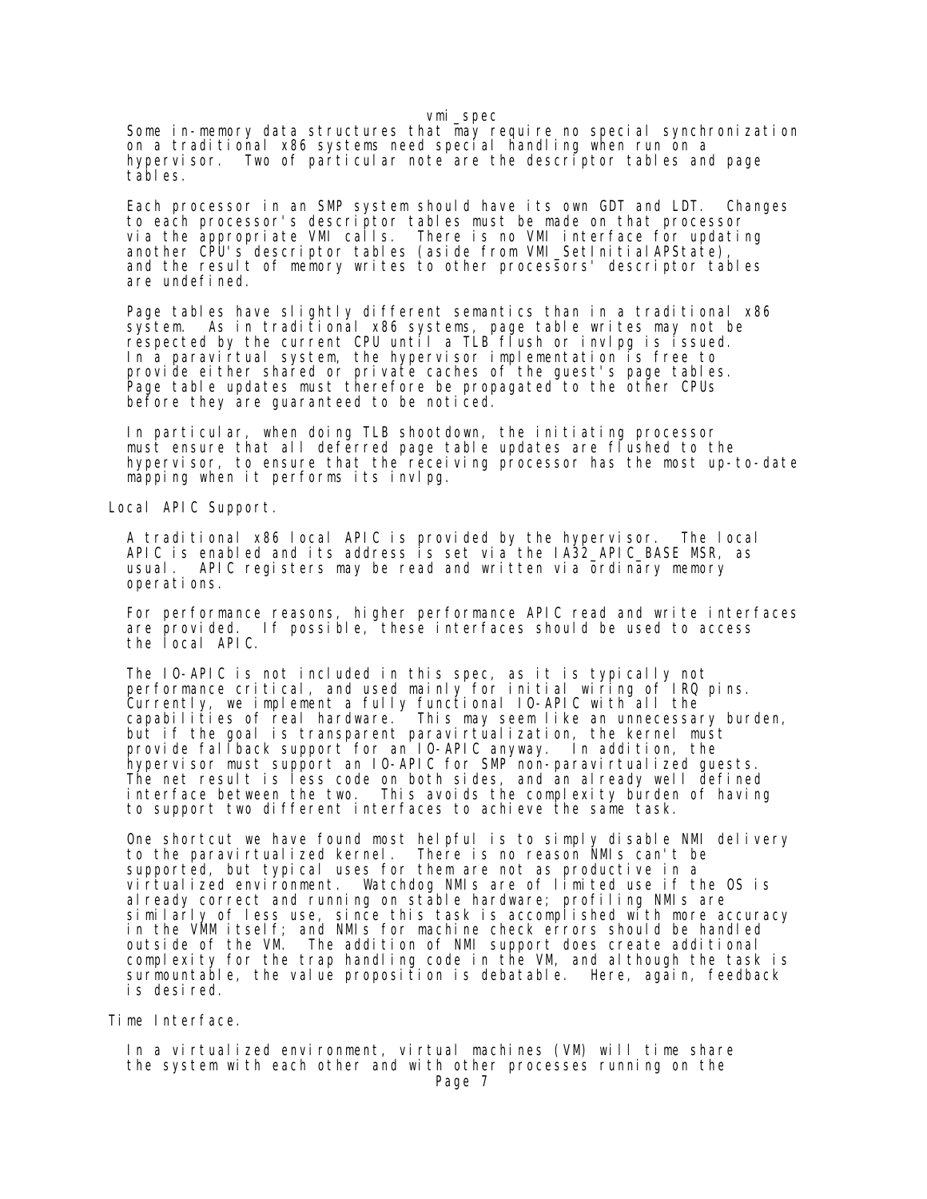Some in-memory data structures that may require no special synchronization on a traditional x86 systems need special handling when run on a hypervisor.  Two of particular note are the descriptor tables and page tables.

Each processor in an SMP system should have its own GDT and LDT.  Changes to each processor's descriptor tables must be made on that processor via the appropriate VMI calls.  There is no VMI interface for updating another CPU's descriptor tables (aside from VMI_SetInitialAPState), and the result of memory writes to other processors' descriptor tables are undefined.

Page tables have slightly different semantics than in a traditional x86 system.  As in traditional x86 systems, page table writes may not be respected by the current CPU until a TLB flush or invlpg is issued. In a paravirtual system, the hypervisor implementation is free to provide either shared or private caches of the guest's page tables. Page table updates must therefore be propagated to the other CPUs before they are guaranteed to be noticed.

In particular, when doing TLB shootdown, the initiating processor must ensure that all deferred page table updates are flushed to the hypervisor, to ensure that the receiving processor has the most up-to-date mapping when it performs its invlpg.

## Local APIC Support.

A traditional x86 local APIC is provided by the hypervisor.  The local APIC is enabled and its address is set via the IA32_APIC_BASE MSR, as usual.  APIC registers may be read and written via ordinary memory operations.

For performance reasons, higher performance APIC read and write interfaces are provided.  If possible, these interfaces should be used to access the local APIC.

The IO-APIC is not included in this spec, as it is typically not performance critical, and used mainly for initial wiring of IRQ pins. Currently, we implement a fully functional IO-APIC with all the capabilities of real hardware.  This may seem like an unnecessary burden, but if the goal is transparent paravirtualization, the kernel must provide fallback support for an IO-APIC anyway.  In addition, the hypervisor must support an IO-APIC for SMP non-paravirtualized guests. The net result is less code on both sides, and an already well defined interface between the two.  This avoids the complexity burden of having to support two different interfaces to achieve the same task.

One shortcut we have found most helpful is to simply disable NMI delivery to the paravirtualized kernel.  There is no reason NMIs can't be supported, but typical uses for them are not as productive in a virtualized environment.  Watchdog NMIs are of limited use if the OS is already correct and running on stable hardware; profiling NMIs are similarly of less use, since this task is accomplished with more accuracy in the VMM itself; and NMIs for machine check errors should be handled outside of the VM.  The addition of NMI support does create additional complexity for the trap handling code in the VM, and although the task is surmountable, the value proposition is debatable.  Here, again, feedback is desired.

## Time Interface.

In a virtualized environment, virtual machines (VM) will time share the system with each other and with other processes running on the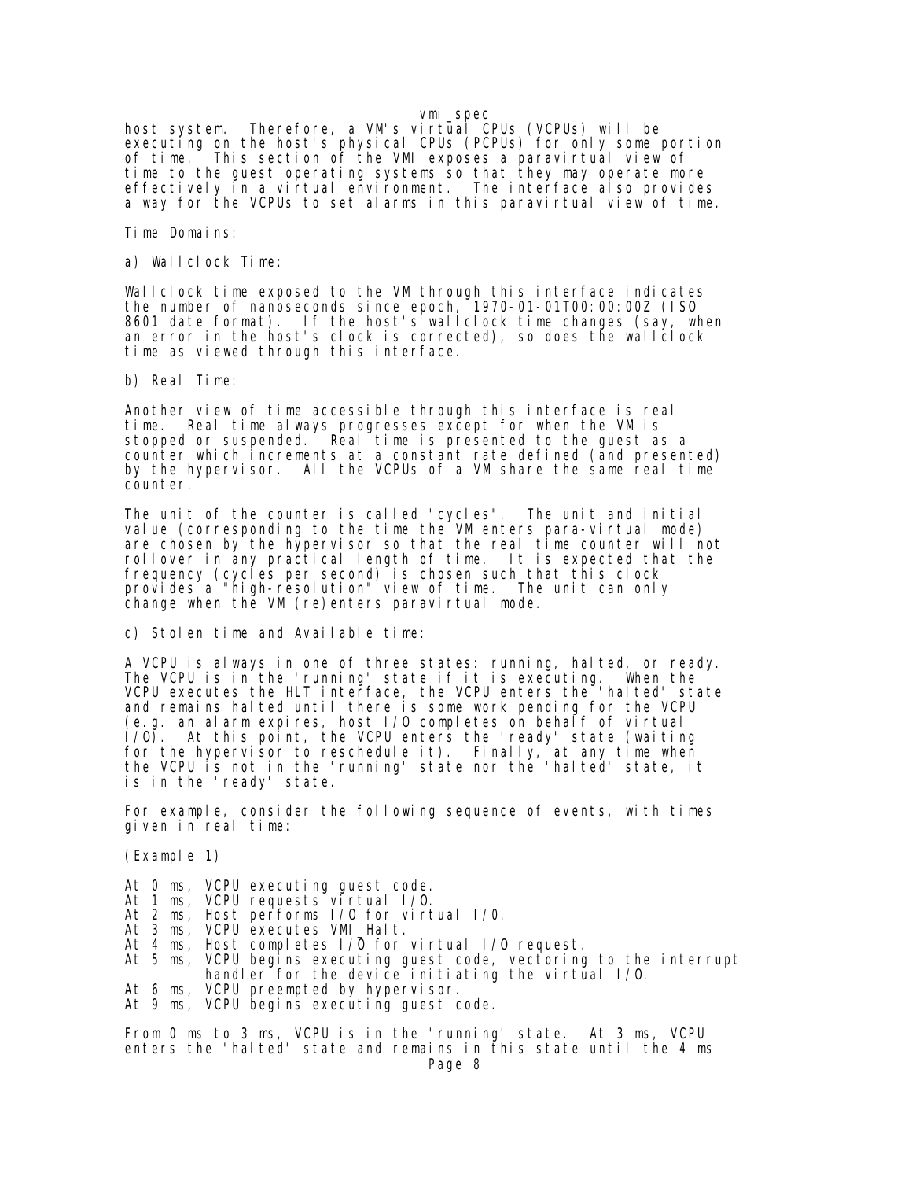host system.  Therefore, a VM's virtual CPUs (VCPUs) will be executing on the host's physical CPUs (PCPUs) for only some portion of time.  This section of the VMI exposes a paravirtual view of time to the guest operating systems so that they may operate more effectively in a virtual environment.  The interface also provides a way for the VCPUs to set alarms in this paravirtual view of time.

Time Domains:

a) Wallclock Time:

Wallclock time exposed to the VM through this interface indicates the number of nanoseconds since epoch, 1970-01-01T00:00:00Z (ISO 8601 date format).  If the host's wallclock time changes (say, when an error in the host's clock is corrected), so does the wallclock time as viewed through this interface.

b) Real Time:

Another view of time accessible through this interface is real time.  Real time always progresses except for when the VM is stopped or suspended.  Real time is presented to the guest as a counter which increments at a constant rate defined (and presented) by the hypervisor.  All the VCPUs of a VM share the same real time counter.

The unit of the counter is called "cycles".  The unit and initial value (corresponding to the time the VM enters para-virtual mode) are chosen by the hypervisor so that the real time counter will not rollover in any practical length of time.  It is expected that the frequency (cycles per second) is chosen such that this clock provides a "high-resolution" view of time.  The unit can only change when the VM (re)enters paravirtual mode.

c) Stolen time and Available time:

A VCPU is always in one of three states: running, halted, or ready. The VCPU is in the 'running' state if it is executing.  When the VCPU executes the HLT interface, the VCPU enters the 'halted' state and remains halted until there is some work pending for the VCPU (e.g. an alarm expires, host I/O completes on behalf of virtual I/O).  At this point, the VCPU enters the 'ready' state (waiting for the hypervisor to reschedule it).  Finally, at any time when the VCPU is not in the 'running' state nor the 'halted' state, it is in the 'ready' state.

For example, consider the following sequence of events, with times given in real time:

(Example 1)

```
At 0 ms, VCPU executing guest code.
At 1 ms, VCPU requests virtual I/O.
At 2 ms, Host performs I/O for virtual I/O.
At 3 ms, VCPU executes VMI_Halt.
At 4 ms, Host completes I/O for virtual I/O request.
At 5 ms, VCPU begins executing guest code, vectoring to the interrupt
         handler for the device initiating the virtual I/O.
At 6 ms, VCPU preempted by hypervisor.
At 9 ms, VCPU begins executing guest code.
```

From 0 ms to 3 ms, VCPU is in the 'running' state.  At 3 ms, VCPU enters the 'halted' state and remains in this state until the 4 ms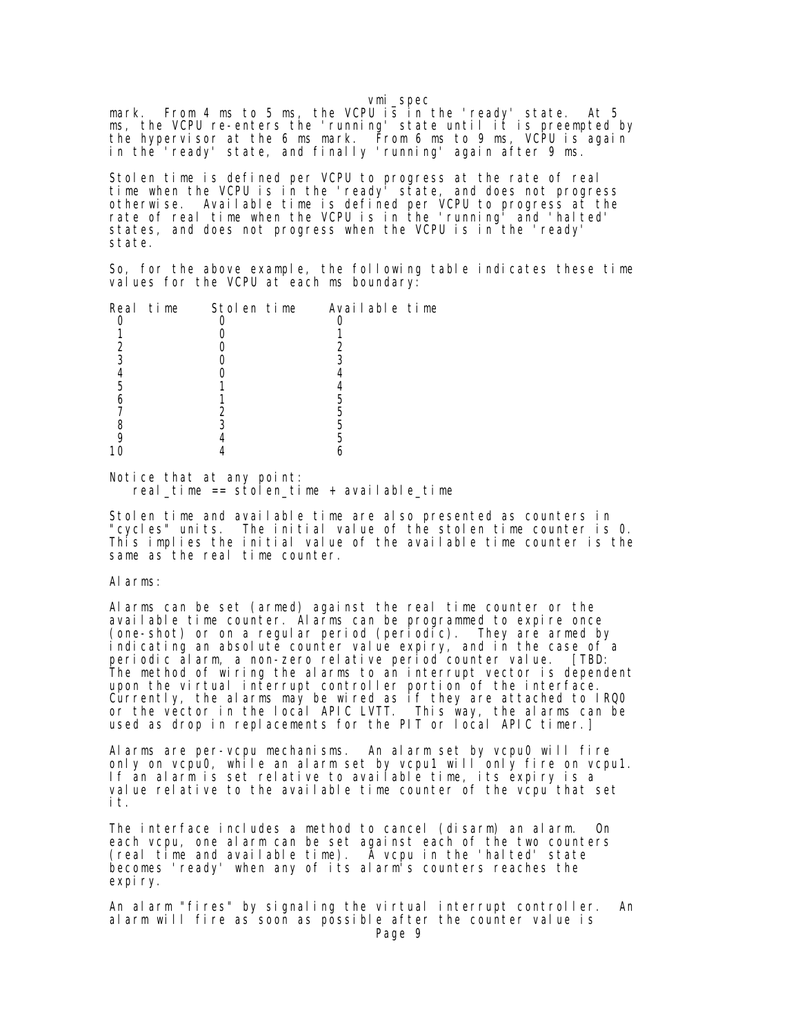mark. From 4 ms to 5 ms, the VCPU is in the 'ready' state. At 5 ms, the VCPU re-enters the 'running' state until it is preempted by the hypervisor at the 6 ms mark. From 6 ms to 9 ms, VCPU is again in the 'ready' state, and finally 'running' again after 9 ms.

Stolen time is defined per VCPU to progress at the rate of real time when the VCPU is in the 'ready' state, and does not progress otherwise. Available time is defined per VCPU to progress at the rate of real time when the VCPU is in the 'running' and 'halted' states, and does not progress when the VCPU is in the 'ready' state.

So, for the above example, the following table indicates these time values for the VCPU at each ms boundary:

| Real time | Stolen time | Available time |
|---|---|---|
| 0 | 0 | 0 |
| 1 | 0 | 1 |
| 2 | 0 | 2 |
| 3 | 0 | 3 |
| 4 | 0 | 4 |
| 5 | 1 | 4 |
| 6 | 1 | 5 |
| 7 | 2 | 5 |
| 8 | 3 | 5 |
| 9 | 4 | 5 |
| 10 | 4 | 6 |

Notice that at any point:

```
   real_time == stolen_time + available_time
```

Stolen time and available time are also presented as counters in "cycles" units. The initial value of the stolen time counter is 0. This implies the initial value of the available time counter is the same as the real time counter.

Alarms:

Alarms can be set (armed) against the real time counter or the available time counter. Alarms can be programmed to expire once (one-shot) or on a regular period (periodic). They are armed by indicating an absolute counter value expiry, and in the case of a periodic alarm, a non-zero relative period counter value. [TBD: The method of wiring the alarms to an interrupt vector is dependent upon the virtual interrupt controller portion of the interface. Currently, the alarms may be wired as if they are attached to IRQ0 or the vector in the local APIC LVTT. This way, the alarms can be used as drop in replacements for the PIT or local APIC timer.]

Alarms are per-vcpu mechanisms. An alarm set by vcpu0 will fire only on vcpu0, while an alarm set by vcpu1 will only fire on vcpu1. If an alarm is set relative to available time, its expiry is a value relative to the available time counter of the vcpu that set it.

The interface includes a method to cancel (disarm) an alarm. On each vcpu, one alarm can be set against each of the two counters (real time and available time). A vcpu in the 'halted' state becomes 'ready' when any of its alarm's counters reaches the expiry.

An alarm "fires" by signaling the virtual interrupt controller. An alarm will fire as soon as possible after the counter value is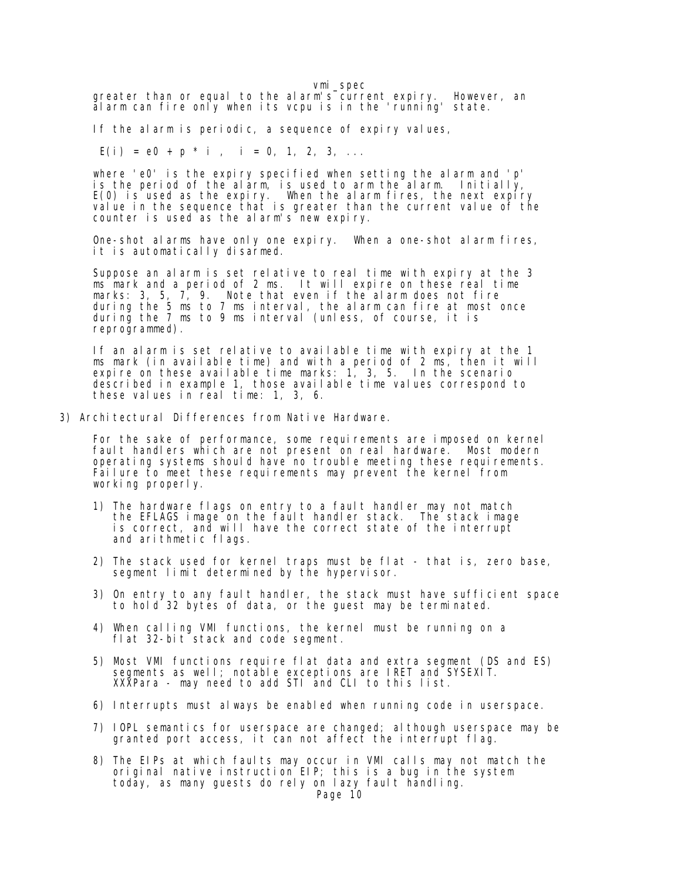greater than or equal to the alarm's current expiry. However, an alarm can fire only when its vcpu is in the 'running' state.

If the alarm is periodic, a sequence of expiry values,

$$E(i) = e0 + p * i , \quad i = 0, 1, 2, 3, ...$$

where 'e0' is the expiry specified when setting the alarm and 'p' is the period of the alarm, is used to arm the alarm. Initially, E(0) is used as the expiry. When the alarm fires, the next expiry value in the sequence that is greater than the current value of the counter is used as the alarm's new expiry.

One-shot alarms have only one expiry. When a one-shot alarm fires, it is automatically disarmed.

Suppose an alarm is set relative to real time with expiry at the 3 ms mark and a period of 2 ms. It will expire on these real time marks: 3, 5, 7, 9. Note that even if the alarm does not fire during the 5 ms to 7 ms interval, the alarm can fire at most once during the 7 ms to 9 ms interval (unless, of course, it is reprogrammed).

If an alarm is set relative to available time with expiry at the 1 ms mark (in available time) and with a period of 2 ms, then it will expire on these available time marks: 1, 3, 5. In the scenario described in example 1, those available time values correspond to these values in real time: 1, 3, 6.

## 3) Architectural Differences from Native Hardware.

For the sake of performance, some requirements are imposed on kernel fault handlers which are not present on real hardware. Most modern operating systems should have no trouble meeting these requirements. Failure to meet these requirements may prevent the kernel from working properly.

1) The hardware flags on entry to a fault handler may not match the EFLAGS image on the fault handler stack. The stack image is correct, and will have the correct state of the interrupt and arithmetic flags.

2) The stack used for kernel traps must be flat - that is, zero base, segment limit determined by the hypervisor.

3) On entry to any fault handler, the stack must have sufficient space to hold 32 bytes of data, or the guest may be terminated.

4) When calling VMI functions, the kernel must be running on a flat 32-bit stack and code segment.

5) Most VMI functions require flat data and extra segment (DS and ES) segments as well; notable exceptions are IRET and SYSEXIT. XXXPara - may need to add STI and CLI to this list.

6) Interrupts must always be enabled when running code in userspace.

7) IOPL semantics for userspace are changed; although userspace may be granted port access, it can not affect the interrupt flag.

8) The EIPs at which faults may occur in VMI calls may not match the original native instruction EIP; this is a bug in the system today, as many guests do rely on lazy fault handling.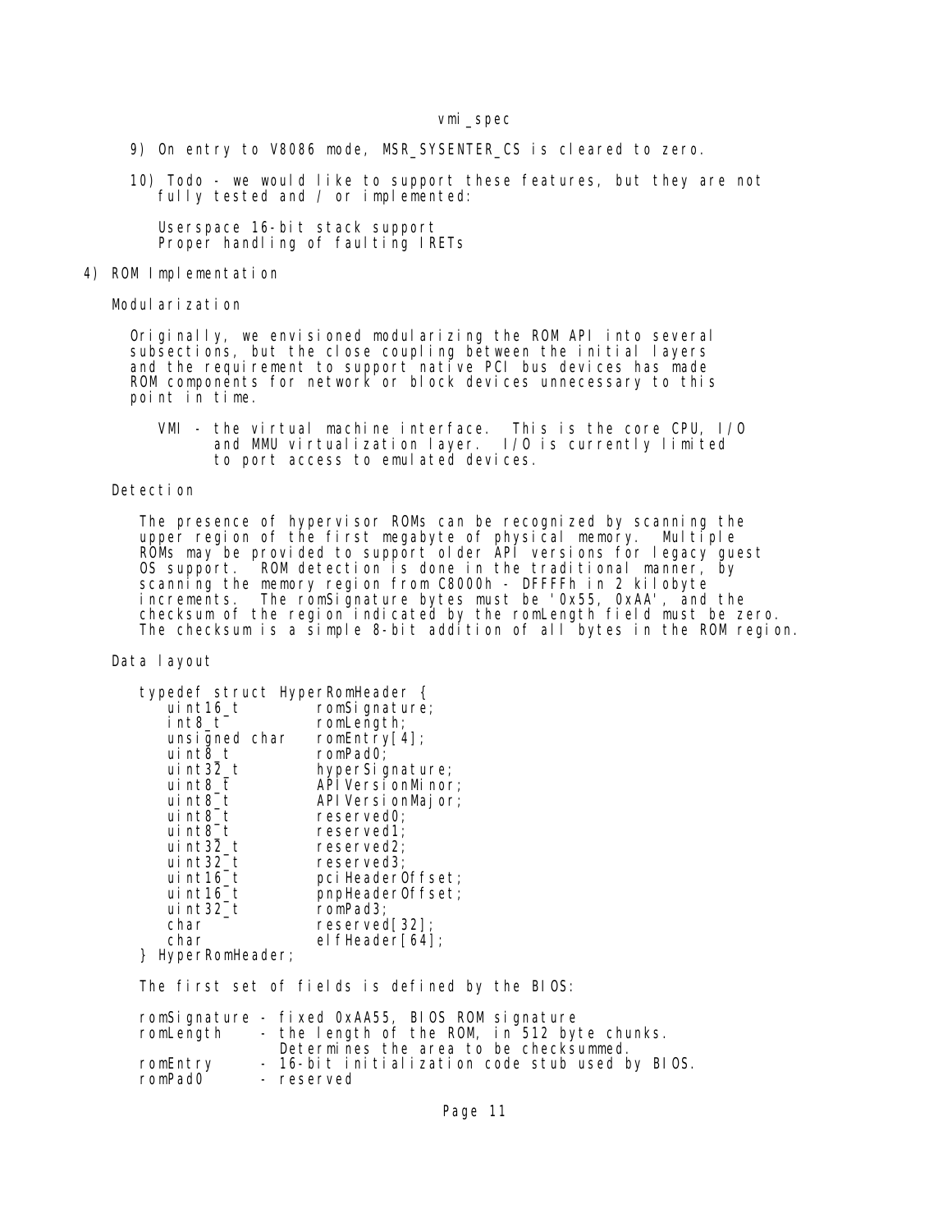9) On entry to V8086 mode, MSR_SYSENTER_CS is cleared to zero.

10) Todo - we would like to support these features, but they are not fully tested and / or implemented:

    Userspace 16-bit stack support
    Proper handling of faulting IRETs

## 4) ROM Implementation

### Modularization

Originally, we envisioned modularizing the ROM API into several subsections, but the close coupling between the initial layers and the requirement to support native PCI bus devices has made ROM components for network or block devices unnecessary to this point in time.

    VMI - the virtual machine interface.  This is the core CPU, I/O
          and MMU virtualization layer.  I/O is currently limited
          to port access to emulated devices.

### Detection

The presence of hypervisor ROMs can be recognized by scanning the upper region of the first megabyte of physical memory. Multiple ROMs may be provided to support older API versions for legacy guest OS support. ROM detection is done in the traditional manner, by scanning the memory region from C8000h - DFFFFh in 2 kilobyte increments. The romSignature bytes must be '0x55, 0xAA', and the checksum of the region indicated by the romLength field must be zero. The checksum is a simple 8-bit addition of all bytes in the ROM region.

### Data layout

```
typedef struct HyperRomHeader {
   uint16_t        romSignature;
   int8_t          romLength;
   unsigned char   romEntry[4];
   uint8_t         romPad0;
   uint32_t        hyperSignature;
   uint8_t         APIVersionMinor;
   uint8_t         APIVersionMajor;
   uint8_t         reserved0;
   uint8_t         reserved1;
   uint32_t        reserved2;
   uint32_t        reserved3;
   uint16_t        pciHeaderOffset;
   uint16_t        pnpHeaderOffset;
   uint32_t        romPad3;
   char            reserved[32];
   char            elfHeader[64];
} HyperRomHeader;
```

The first set of fields is defined by the BIOS:

```
romSignature - fixed 0xAA55, BIOS ROM signature
romLength    - the length of the ROM, in 512 byte chunks.
               Determines the area to be checksummed.
romEntry     - 16-bit initialization code stub used by BIOS.
romPad0      - reserved
```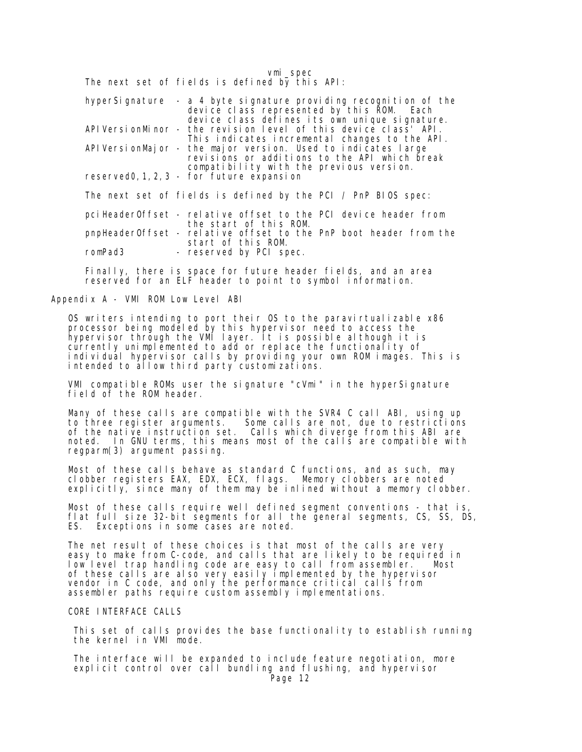The next set of fields is defined by this API:

- hyperSignature - a 4 byte signature providing recognition of the device class represented by this ROM. Each device class defines its own unique signature.
- APIVersionMinor - the revision level of this device class' API. This indicates incremental changes to the API.
- APIVersionMajor - the major version. Used to indicates large revisions or additions to the API which break compatibility with the previous version.
- reserved0,1,2,3 - for future expansion

The next set of fields is defined by the PCI / PnP BIOS spec:

- pciHeaderOffset - relative offset to the PCI device header from the start of this ROM.
- pnpHeaderOffset - relative offset to the PnP boot header from the start of this ROM.
- romPad3 - reserved by PCI spec.

Finally, there is space for future header fields, and an area reserved for an ELF header to point to symbol information.

## Appendix A - VMI ROM Low Level ABI

OS writers intending to port their OS to the paravirtualizable x86 processor being modeled by this hypervisor need to access the hypervisor through the VMI layer. It is possible although it is currently unimplemented to add or replace the functionality of individual hypervisor calls by providing your own ROM images. This is intended to allow third party customizations.

VMI compatible ROMs user the signature "cVmi" in the hyperSignature field of the ROM header.

Many of these calls are compatible with the SVR4 C call ABI, using up to three register arguments. Some calls are not, due to restrictions of the native instruction set. Calls which diverge from this ABI are noted. In GNU terms, this means most of the calls are compatible with regparm(3) argument passing.

Most of these calls behave as standard C functions, and as such, may clobber registers EAX, EDX, ECX, flags. Memory clobbers are noted explicitly, since many of them may be inlined without a memory clobber.

Most of these calls require well defined segment conventions - that is, flat full size 32-bit segments for all the general segments, CS, SS, DS, ES. Exceptions in some cases are noted.

The net result of these choices is that most of the calls are very easy to make from C-code, and calls that are likely to be required in low level trap handling code are easy to call from assembler. Most of these calls are also very easily implemented by the hypervisor vendor in C code, and only the performance critical calls from assembler paths require custom assembly implementations.

### CORE INTERFACE CALLS

This set of calls provides the base functionality to establish running the kernel in VMI mode.

The interface will be expanded to include feature negotiation, more explicit control over call bundling and flushing, and hypervisor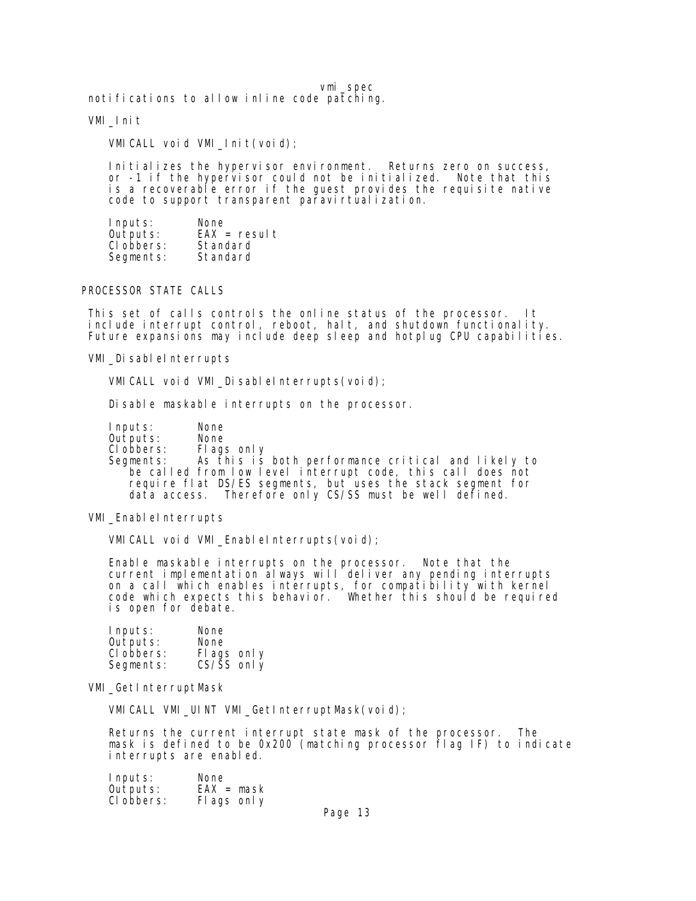notifications to allow inline code patching.

### VMI_Init

```
VMICALL void VMI_Init(void);
```

Initializes the hypervisor environment. Returns zero on success, or -1 if the hypervisor could not be initialized. Note that this is a recoverable error if the guest provides the requisite native code to support transparent paravirtualization.

```
Inputs:      None
Outputs:     EAX = result
Clobbers:    Standard
Segments:    Standard
```

## PROCESSOR STATE CALLS

This set of calls controls the online status of the processor. It include interrupt control, reboot, halt, and shutdown functionality. Future expansions may include deep sleep and hotplug CPU capabilities.

### VMI_DisableInterrupts

```
VMICALL void VMI_DisableInterrupts(void);
```

Disable maskable interrupts on the processor.

```
Inputs:      None
Outputs:     None
Clobbers:    Flags only
Segments:    As this is both performance critical and likely to
   be called from low level interrupt code, this call does not
   require flat DS/ES segments, but uses the stack segment for
   data access.  Therefore only CS/SS must be well defined.
```

### VMI_EnableInterrupts

```
VMICALL void VMI_EnableInterrupts(void);
```

Enable maskable interrupts on the processor. Note that the current implementation always will deliver any pending interrupts on a call which enables interrupts, for compatibility with kernel code which expects this behavior. Whether this should be required is open for debate.

```
Inputs:      None
Outputs:     None
Clobbers:    Flags only
Segments:    CS/SS only
```

### VMI_GetInterruptMask

```
VMICALL VMI_UINT VMI_GetInterruptMask(void);
```

Returns the current interrupt state mask of the processor. The mask is defined to be 0x200 (matching processor flag IF) to indicate interrupts are enabled.

```
Inputs:      None
Outputs:     EAX = mask
Clobbers:    Flags only
```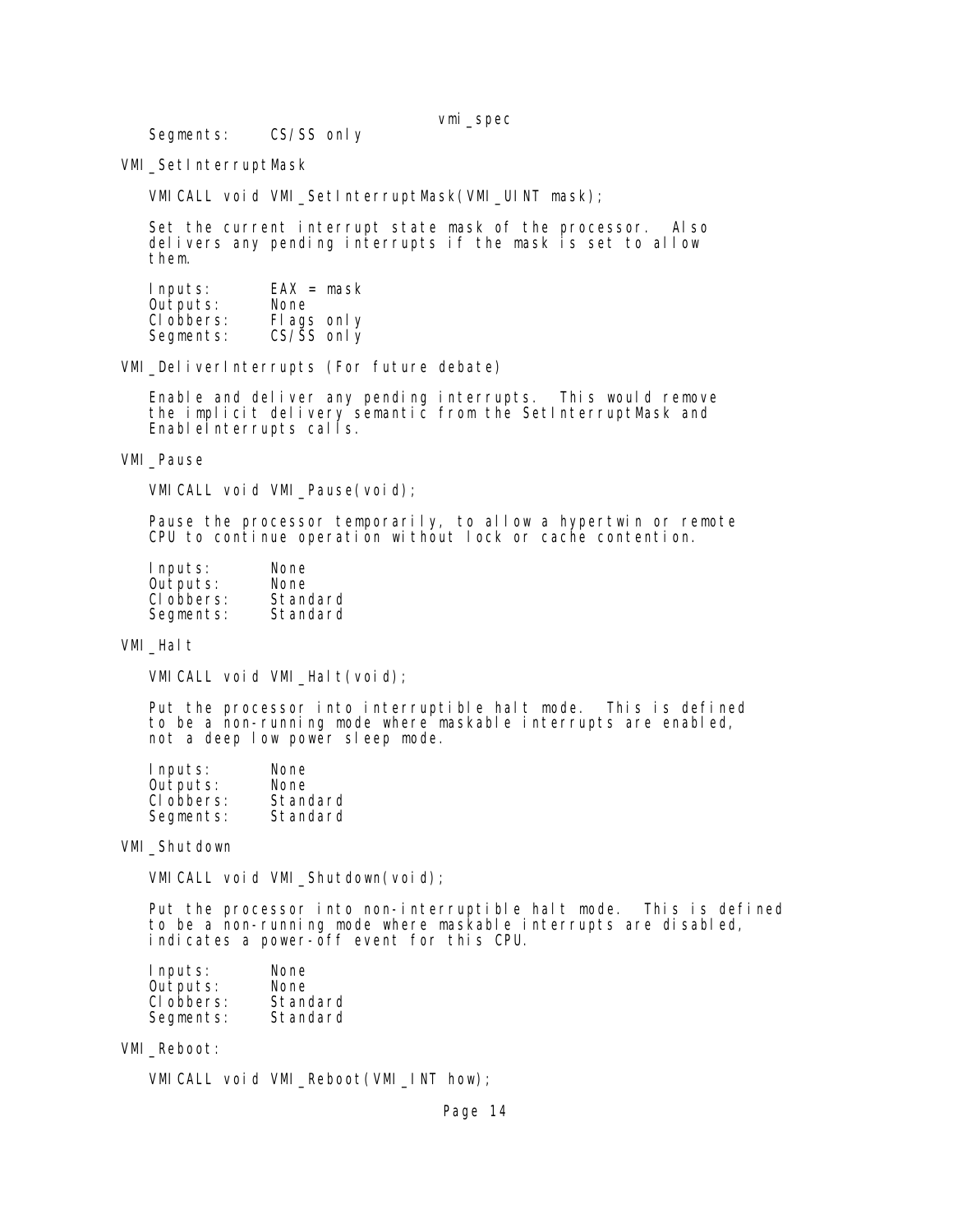```
   Segments:     CS/SS only
```

VMI_SetInterruptMask

```
VMICALL void VMI_SetInterruptMask(VMI_UINT mask);
```

Set the current interrupt state mask of the processor. Also delivers any pending interrupts if the mask is set to allow them.

```
   Inputs:       EAX = mask
   Outputs:      None
   Clobbers:     Flags only
   Segments:     CS/SS only
```

VMI_DeliverInterrupts (For future debate)

Enable and deliver any pending interrupts. This would remove the implicit delivery semantic from the SetInterruptMask and EnableInterrupts calls.

VMI_Pause

```
VMICALL void VMI_Pause(void);
```

Pause the processor temporarily, to allow a hypertwin or remote CPU to continue operation without lock or cache contention.

```
   Inputs:       None
   Outputs:      None
   Clobbers:     Standard
   Segments:     Standard
```

VMI_Halt

```
VMICALL void VMI_Halt(void);
```

Put the processor into interruptible halt mode. This is defined to be a non-running mode where maskable interrupts are enabled, not a deep low power sleep mode.

```
   Inputs:       None
   Outputs:      None
   Clobbers:     Standard
   Segments:     Standard
```

VMI_Shutdown

```
VMICALL void VMI_Shutdown(void);
```

Put the processor into non-interruptible halt mode. This is defined to be a non-running mode where maskable interrupts are disabled, indicates a power-off event for this CPU.

```
   Inputs:       None
   Outputs:      None
   Clobbers:     Standard
   Segments:     Standard
```

VMI_Reboot:

```
VMICALL void VMI_Reboot(VMI_INT how);
```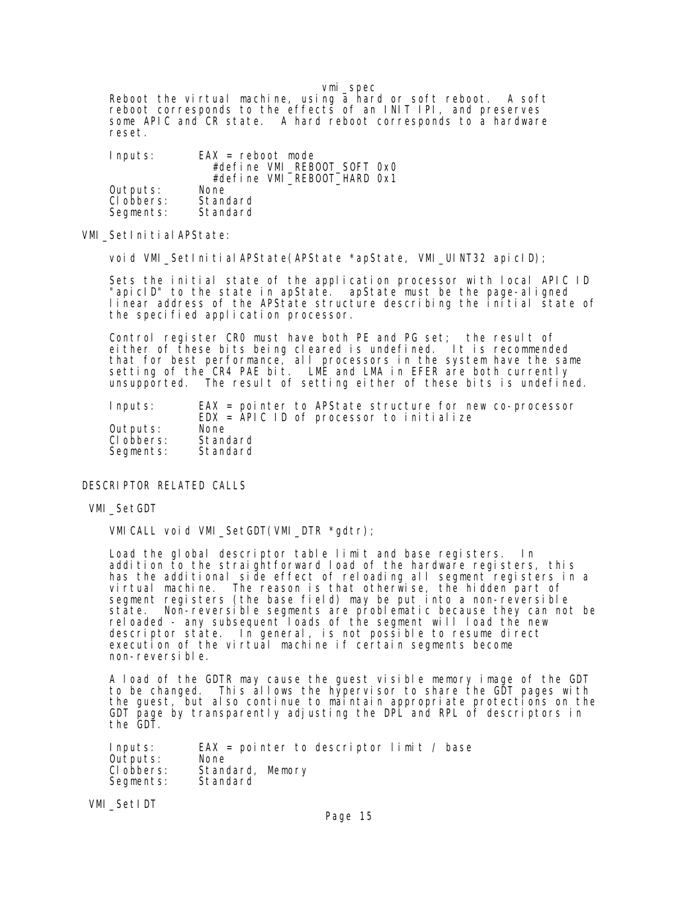Reboot the virtual machine, using a hard or soft reboot. A soft reboot corresponds to the effects of an INIT IPI, and preserves some APIC and CR state. A hard reboot corresponds to a hardware reset.

```
Inputs:      EAX = reboot mode
               #define VMI_REBOOT_SOFT 0x0
               #define VMI_REBOOT_HARD 0x1
Outputs:     None
Clobbers:    Standard
Segments:    Standard
```

VMI_SetInitialAPState:

```
void VMI_SetInitialAPState(APState *apState, VMI_UINT32 apicID);
```

Sets the initial state of the application processor with local APIC ID "apicID" to the state in apState. apState must be the page-aligned linear address of the APState structure describing the initial state of the specified application processor.

Control register CR0 must have both PE and PG set; the result of either of these bits being cleared is undefined. It is recommended that for best performance, all processors in the system have the same setting of the CR4 PAE bit. LME and LMA in EFER are both currently unsupported. The result of setting either of these bits is undefined.

```
Inputs:      EAX = pointer to APState structure for new co-processor
             EDX = APIC ID of processor to initialize
Outputs:     None
Clobbers:    Standard
Segments:    Standard
```

DESCRIPTOR RELATED CALLS

VMI_SetGDT

```
VMICALL void VMI_SetGDT(VMI_DTR *gdtr);
```

Load the global descriptor table limit and base registers. In addition to the straightforward load of the hardware registers, this has the additional side effect of reloading all segment registers in a virtual machine. The reason is that otherwise, the hidden part of segment registers (the base field) may be put into a non-reversible state. Non-reversible segments are problematic because they can not be reloaded - any subsequent loads of the segment will load the new descriptor state. In general, is not possible to resume direct execution of the virtual machine if certain segments become non-reversible.

A load of the GDTR may cause the guest visible memory image of the GDT to be changed. This allows the hypervisor to share the GDT pages with the guest, but also continue to maintain appropriate protections on the GDT page by transparently adjusting the DPL and RPL of descriptors in the GDT.

```
Inputs:      EAX = pointer to descriptor limit / base
Outputs:     None
Clobbers:    Standard, Memory
Segments:    Standard
```

VMI_SetIDT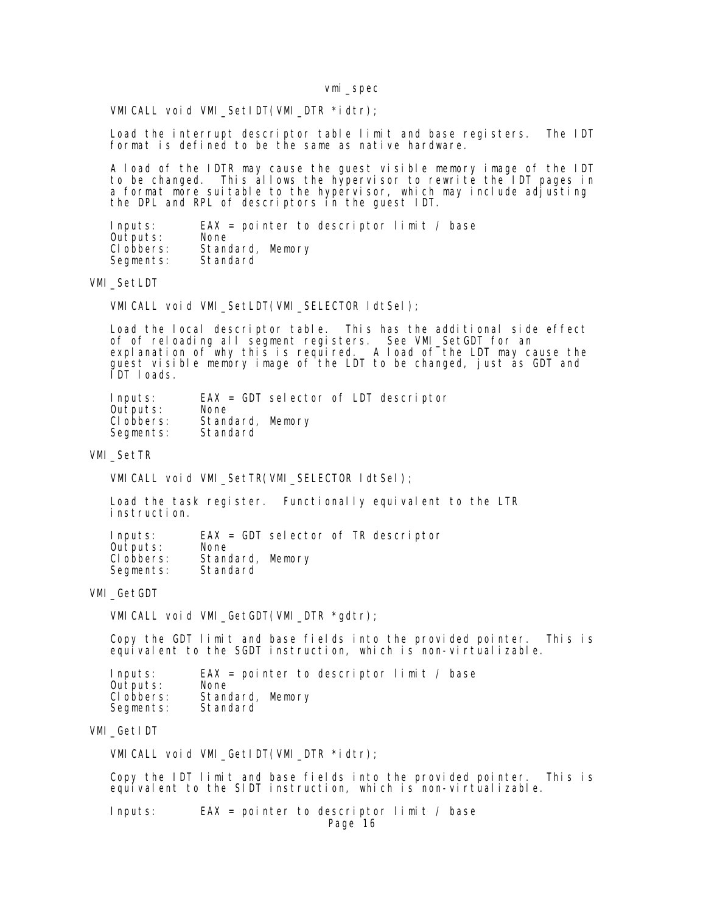```
VMICALL void VMI_SetIDT(VMI_DTR *idtr);
```

Load the interrupt descriptor table limit and base registers. The IDT format is defined to be the same as native hardware.

A load of the IDTR may cause the guest visible memory image of the IDT to be changed. This allows the hypervisor to rewrite the IDT pages in a format more suitable to the hypervisor, which may include adjusting the DPL and RPL of descriptors in the guest IDT.

```
Inputs:      EAX = pointer to descriptor limit / base
Outputs:     None
Clobbers:    Standard, Memory
Segments:    Standard
```

## VMI_SetLDT

```
VMICALL void VMI_SetLDT(VMI_SELECTOR ldtSel);
```

Load the local descriptor table. This has the additional side effect of of reloading all segment registers. See VMI_SetGDT for an explanation of why this is required. A load of the LDT may cause the guest visible memory image of the LDT to be changed, just as GDT and IDT loads.

```
Inputs:      EAX = GDT selector of LDT descriptor
Outputs:     None
Clobbers:    Standard, Memory
Segments:    Standard
```

## VMI_SetTR

```
VMICALL void VMI_SetTR(VMI_SELECTOR ldtSel);
```

Load the task register. Functionally equivalent to the LTR instruction.

```
Inputs:      EAX = GDT selector of TR descriptor
Outputs:     None
Clobbers:    Standard, Memory
Segments:    Standard
```

## VMI_GetGDT

```
VMICALL void VMI_GetGDT(VMI_DTR *gdtr);
```

Copy the GDT limit and base fields into the provided pointer. This is equivalent to the SGDT instruction, which is non-virtualizable.

```
Inputs:      EAX = pointer to descriptor limit / base
Outputs:     None
Clobbers:    Standard, Memory
Segments:    Standard
```

## VMI_GetIDT

```
VMICALL void VMI_GetIDT(VMI_DTR *idtr);
```

Copy the IDT limit and base fields into the provided pointer. This is equivalent to the SIDT instruction, which is non-virtualizable.

```
Inputs:      EAX = pointer to descriptor limit / base
```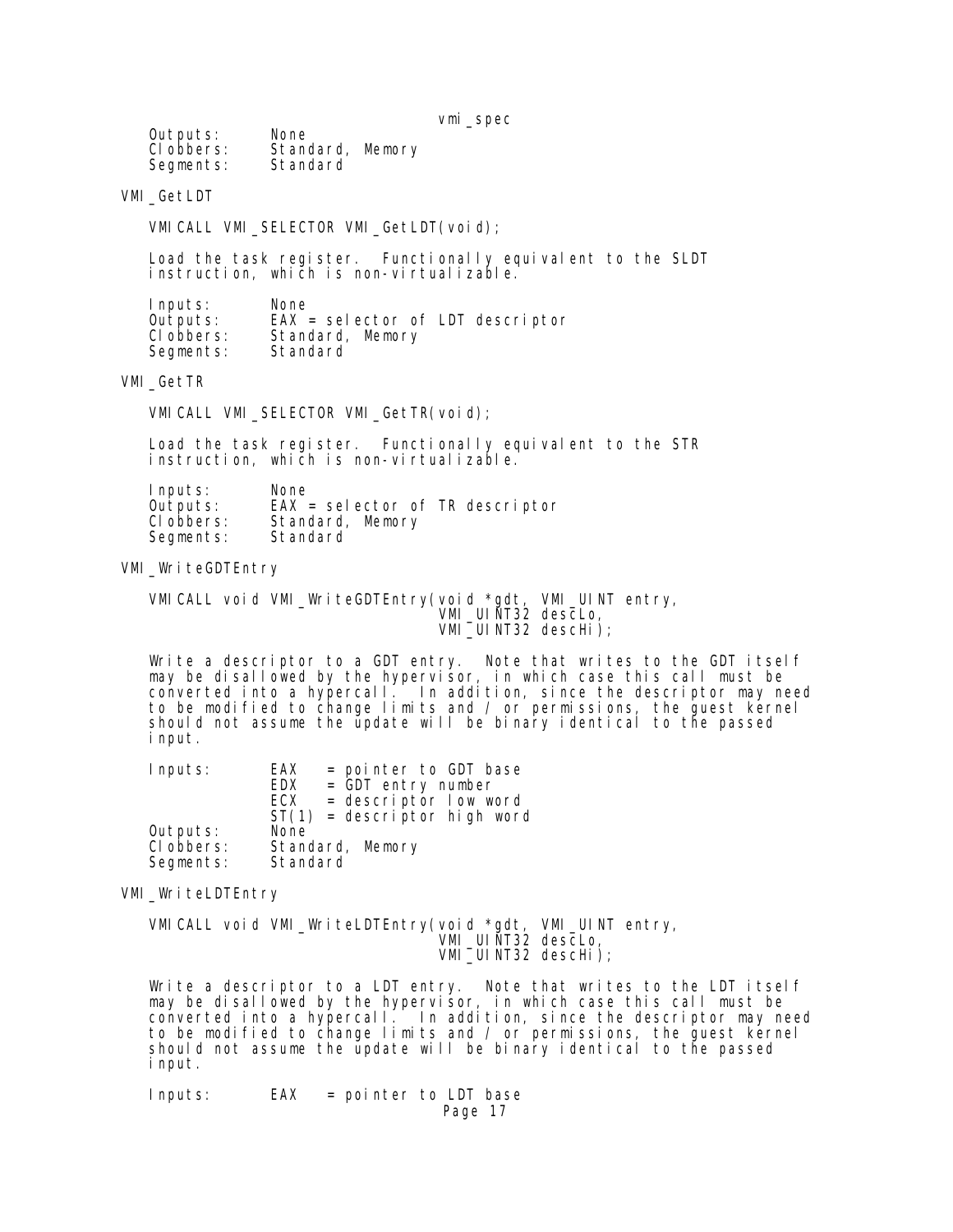```
   Outputs:      None
   Clobbers:     Standard, Memory
   Segments:     Standard
```

VMI_GetLDT

```
   VMICALL VMI_SELECTOR VMI_GetLDT(void);
```

Load the task register. Functionally equivalent to the SLDT instruction, which is non-virtualizable.

```
   Inputs:       None
   Outputs:      EAX = selector of LDT descriptor
   Clobbers:     Standard, Memory
   Segments:     Standard
```

VMI_GetTR

```
   VMICALL VMI_SELECTOR VMI_GetTR(void);
```

Load the task register. Functionally equivalent to the STR instruction, which is non-virtualizable.

```
   Inputs:       None
   Outputs:      EAX = selector of TR descriptor
   Clobbers:     Standard, Memory
   Segments:     Standard
```

VMI_WriteGDTEntry

```
   VMICALL void VMI_WriteGDTEntry(void *gdt, VMI_UINT entry,
                                  VMI_UINT32 descLo,
                                  VMI_UINT32 descHi);
```

Write a descriptor to a GDT entry. Note that writes to the GDT itself may be disallowed by the hypervisor, in which case this call must be converted into a hypercall. In addition, since the descriptor may need to be modified to change limits and / or permissions, the guest kernel should not assume the update will be binary identical to the passed input.

```
   Inputs:       EAX   = pointer to GDT base
                 EDX   = GDT entry number
                 ECX   = descriptor low word
                 ST(1) = descriptor high word
   Outputs:      None
   Clobbers:     Standard, Memory
   Segments:     Standard
```

VMI_WriteLDTEntry

```
   VMICALL void VMI_WriteLDTEntry(void *gdt, VMI_UINT entry,
                                  VMI_UINT32 descLo,
                                  VMI_UINT32 descHi);
```

Write a descriptor to a LDT entry. Note that writes to the LDT itself may be disallowed by the hypervisor, in which case this call must be converted into a hypercall. In addition, since the descriptor may need to be modified to change limits and / or permissions, the guest kernel should not assume the update will be binary identical to the passed input.

```
   Inputs:       EAX   = pointer to LDT base
```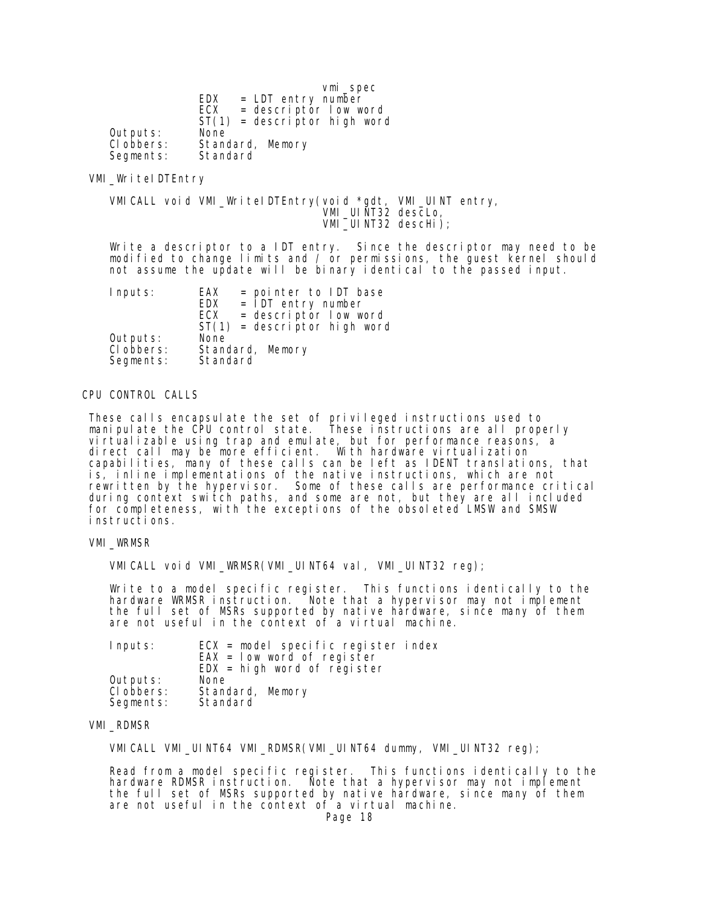```
               EDX    = LDT entry number
               ECX    = descriptor low word
               ST(1)  = descriptor high word
   Outputs:    None
   Clobbers:   Standard, Memory
   Segments:   Standard
```

VMI_WriteIDTEntry

```
   VMICALL void VMI_WriteIDTEntry(void *gdt, VMI_UINT entry,
                                  VMI_UINT32 descLo,
                                  VMI_UINT32 descHi);
```

Write a descriptor to a IDT entry. Since the descriptor may need to be modified to change limits and / or permissions, the guest kernel should not assume the update will be binary identical to the passed input.

```
   Inputs:     EAX    = pointer to IDT base
               EDX    = IDT entry number
               ECX    = descriptor low word
               ST(1)  = descriptor high word
   Outputs:    None
   Clobbers:   Standard, Memory
   Segments:   Standard
```

## CPU CONTROL CALLS

These calls encapsulate the set of privileged instructions used to manipulate the CPU control state. These instructions are all properly virtualizable using trap and emulate, but for performance reasons, a direct call may be more efficient. With hardware virtualization capabilities, many of these calls can be left as IDENT translations, that is, inline implementations of the native instructions, which are not rewritten by the hypervisor. Some of these calls are performance critical during context switch paths, and some are not, but they are all included for completeness, with the exceptions of the obsoleted LMSW and SMSW instructions.

VMI_WRMSR

```
   VMICALL void VMI_WRMSR(VMI_UINT64 val, VMI_UINT32 reg);
```

Write to a model specific register. This functions identically to the hardware WRMSR instruction. Note that a hypervisor may not implement the full set of MSRs supported by native hardware, since many of them are not useful in the context of a virtual machine.

```
   Inputs:     ECX = model specific register index
               EAX = low word of register
               EDX = high word of register
   Outputs:    None
   Clobbers:   Standard, Memory
   Segments:   Standard
```

VMI_RDMSR

```
   VMICALL VMI_UINT64 VMI_RDMSR(VMI_UINT64 dummy, VMI_UINT32 reg);
```

Read from a model specific register. This functions identically to the hardware RDMSR instruction. Note that a hypervisor may not implement the full set of MSRs supported by native hardware, since many of them are not useful in the context of a virtual machine.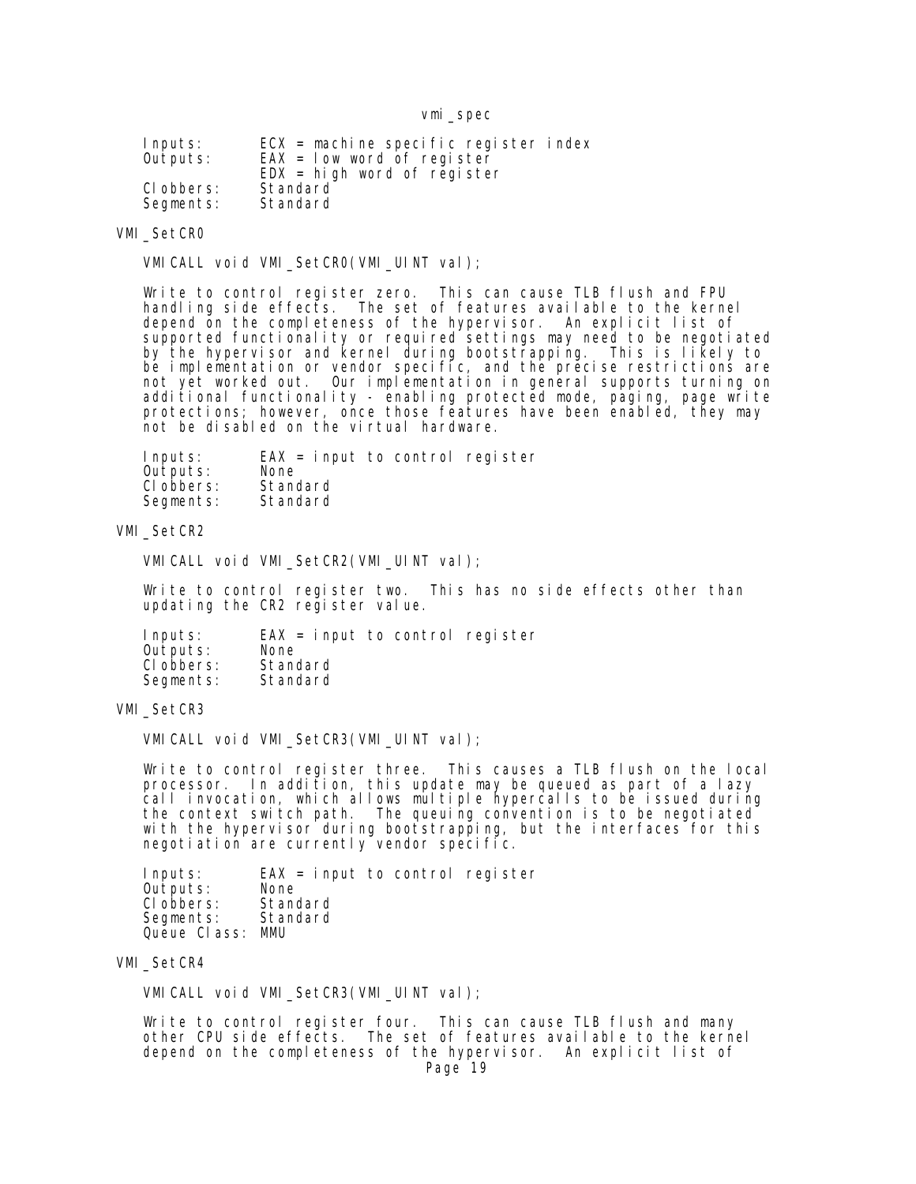```
Inputs:       ECX = machine specific register index
Outputs:      EAX = low word of register
              EDX = high word of register
Clobbers:     Standard
Segments:     Standard
```

### VMI_SetCR0

```
VMICALL void VMI_SetCR0(VMI_UINT val);
```

Write to control register zero. This can cause TLB flush and FPU handling side effects. The set of features available to the kernel depend on the completeness of the hypervisor. An explicit list of supported functionality or required settings may need to be negotiated by the hypervisor and kernel during bootstrapping. This is likely to be implementation or vendor specific, and the precise restrictions are not yet worked out. Our implementation in general supports turning on additional functionality - enabling protected mode, paging, page write protections; however, once those features have been enabled, they may not be disabled on the virtual hardware.

```
Inputs:       EAX = input to control register
Outputs:      None
Clobbers:     Standard
Segments:     Standard
```

### VMI_SetCR2

```
VMICALL void VMI_SetCR2(VMI_UINT val);
```

Write to control register two. This has no side effects other than updating the CR2 register value.

```
Inputs:       EAX = input to control register
Outputs:      None
Clobbers:     Standard
Segments:     Standard
```

### VMI_SetCR3

```
VMICALL void VMI_SetCR3(VMI_UINT val);
```

Write to control register three. This causes a TLB flush on the local processor. In addition, this update may be queued as part of a lazy call invocation, which allows multiple hypercalls to be issued during the context switch path. The queuing convention is to be negotiated with the hypervisor during bootstrapping, but the interfaces for this negotiation are currently vendor specific.

```
Inputs:       EAX = input to control register
Outputs:      None
Clobbers:     Standard
Segments:     Standard
Queue Class:  MMU
```

### VMI_SetCR4

```
VMICALL void VMI_SetCR3(VMI_UINT val);
```

Write to control register four. This can cause TLB flush and many other CPU side effects. The set of features available to the kernel depend on the completeness of the hypervisor. An explicit list of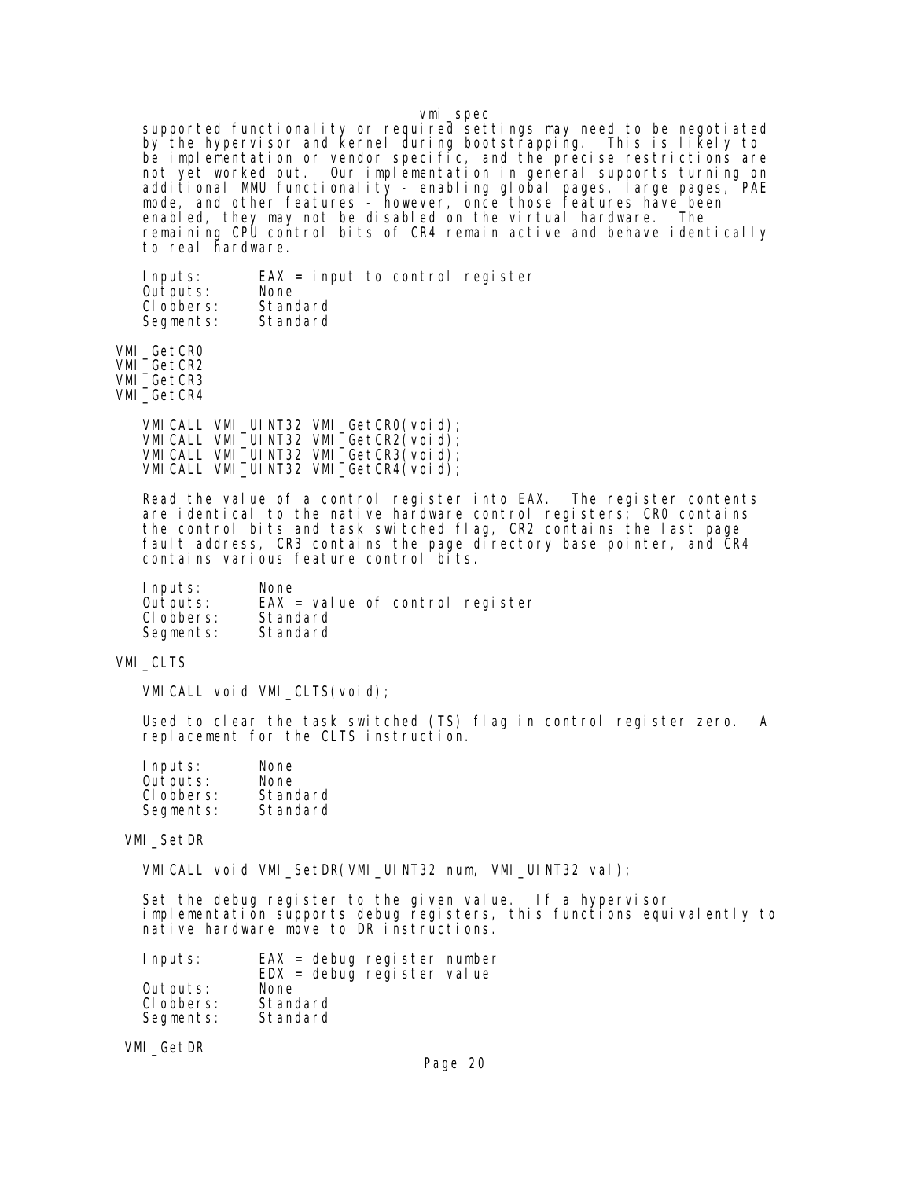supported functionality or required settings may need to be negotiated by the hypervisor and kernel during bootstrapping. This is likely to be implementation or vendor specific, and the precise restrictions are not yet worked out. Our implementation in general supports turning on additional MMU functionality - enabling global pages, large pages, PAE mode, and other features - however, once those features have been enabled, they may not be disabled on the virtual hardware. The remaining CPU control bits of CR4 remain active and behave identically to real hardware.

```
Inputs:      EAX = input to control register
Outputs:     None
Clobbers:    Standard
Segments:    Standard
```

### VMI_GetCR0
### VMI_GetCR2
### VMI_GetCR3
### VMI_GetCR4

```
VMICALL VMI_UINT32 VMI_GetCR0(void);
VMICALL VMI_UINT32 VMI_GetCR2(void);
VMICALL VMI_UINT32 VMI_GetCR3(void);
VMICALL VMI_UINT32 VMI_GetCR4(void);
```

Read the value of a control register into EAX. The register contents are identical to the native hardware control registers; CR0 contains the control bits and task switched flag, CR2 contains the last page fault address, CR3 contains the page directory base pointer, and CR4 contains various feature control bits.

```
Inputs:      None
Outputs:     EAX = value of control register
Clobbers:    Standard
Segments:    Standard
```

### VMI_CLTS

```
VMICALL void VMI_CLTS(void);
```

Used to clear the task switched (TS) flag in control register zero. A replacement for the CLTS instruction.

```
Inputs:      None
Outputs:     None
Clobbers:    Standard
Segments:    Standard
```

### VMI_SetDR

```
VMICALL void VMI_SetDR(VMI_UINT32 num, VMI_UINT32 val);
```

Set the debug register to the given value. If a hypervisor implementation supports debug registers, this functions equivalently to native hardware move to DR instructions.

```
Inputs:      EAX = debug register number
             EDX = debug register value
Outputs:     None
Clobbers:    Standard
Segments:    Standard
```

### VMI_GetDR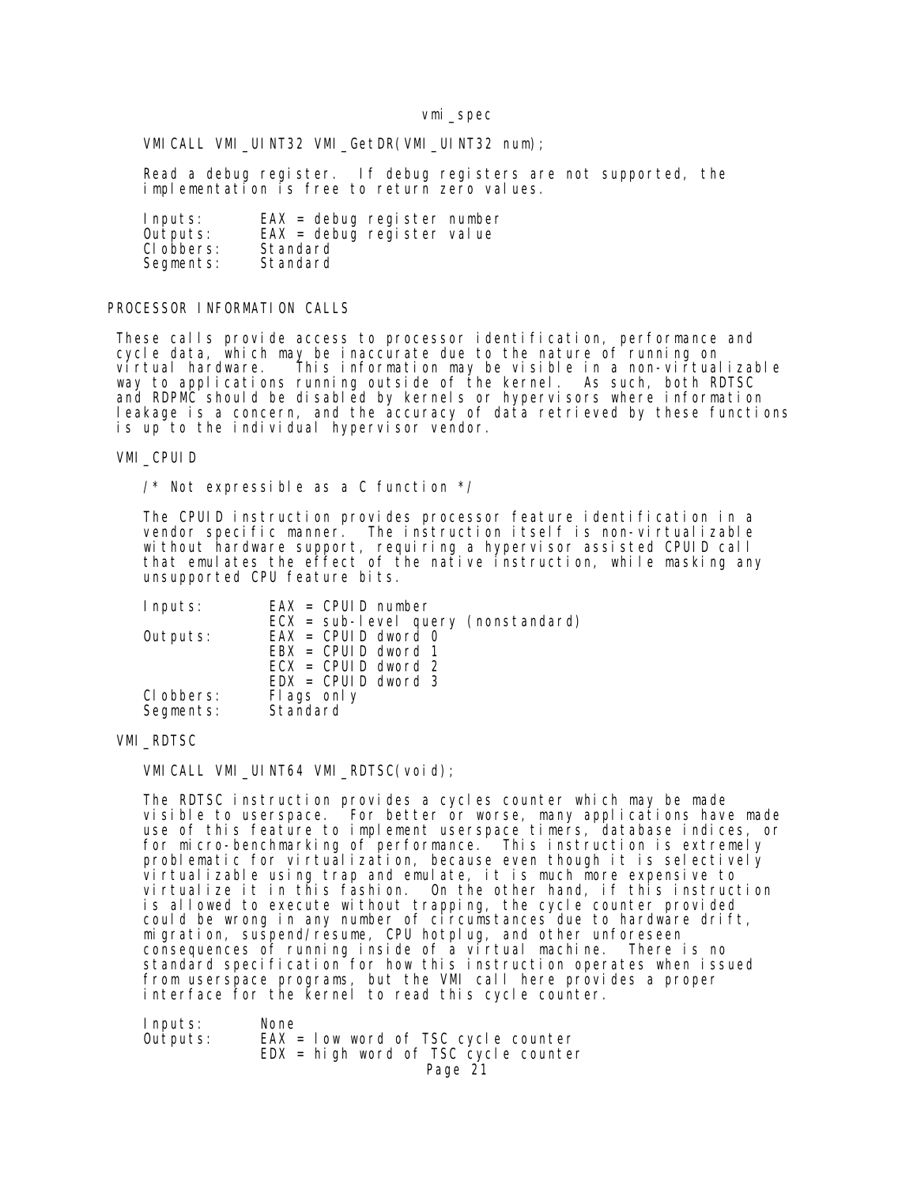```
VMICALL VMI_UINT32 VMI_GetDR(VMI_UINT32 num);
```

Read a debug register. If debug registers are not supported, the implementation is free to return zero values.

```
Inputs:      EAX = debug register number
Outputs:     EAX = debug register value
Clobbers:    Standard
Segments:    Standard
```

## PROCESSOR INFORMATION CALLS

These calls provide access to processor identification, performance and cycle data, which may be inaccurate due to the nature of running on virtual hardware. This information may be visible in a non-virtualizable way to applications running outside of the kernel. As such, both RDTSC and RDPMC should be disabled by kernels or hypervisors where information leakage is a concern, and the accuracy of data retrieved by these functions is up to the individual hypervisor vendor.

### VMI_CPUID

```
/* Not expressible as a C function */
```

The CPUID instruction provides processor feature identification in a vendor specific manner. The instruction itself is non-virtualizable without hardware support, requiring a hypervisor assisted CPUID call that emulates the effect of the native instruction, while masking any unsupported CPU feature bits.

```
Inputs:      EAX = CPUID number
             ECX = sub-level query (nonstandard)
Outputs:     EAX = CPUID dword 0
             EBX = CPUID dword 1
             ECX = CPUID dword 2
             EDX = CPUID dword 3
Clobbers:    Flags only
Segments:    Standard
```

### VMI_RDTSC

```
VMICALL VMI_UINT64 VMI_RDTSC(void);
```

The RDTSC instruction provides a cycles counter which may be made visible to userspace. For better or worse, many applications have made use of this feature to implement userspace timers, database indices, or for micro-benchmarking of performance. This instruction is extremely problematic for virtualization, because even though it is selectively virtualizable using trap and emulate, it is much more expensive to virtualize it in this fashion. On the other hand, if this instruction is allowed to execute without trapping, the cycle counter provided could be wrong in any number of circumstances due to hardware drift, migration, suspend/resume, CPU hotplug, and other unforeseen consequences of running inside of a virtual machine. There is no standard specification for how this instruction operates when issued from userspace programs, but the VMI call here provides a proper interface for the kernel to read this cycle counter.

```
Inputs:      None
Outputs:     EAX = low word of TSC cycle counter
             EDX = high word of TSC cycle counter
```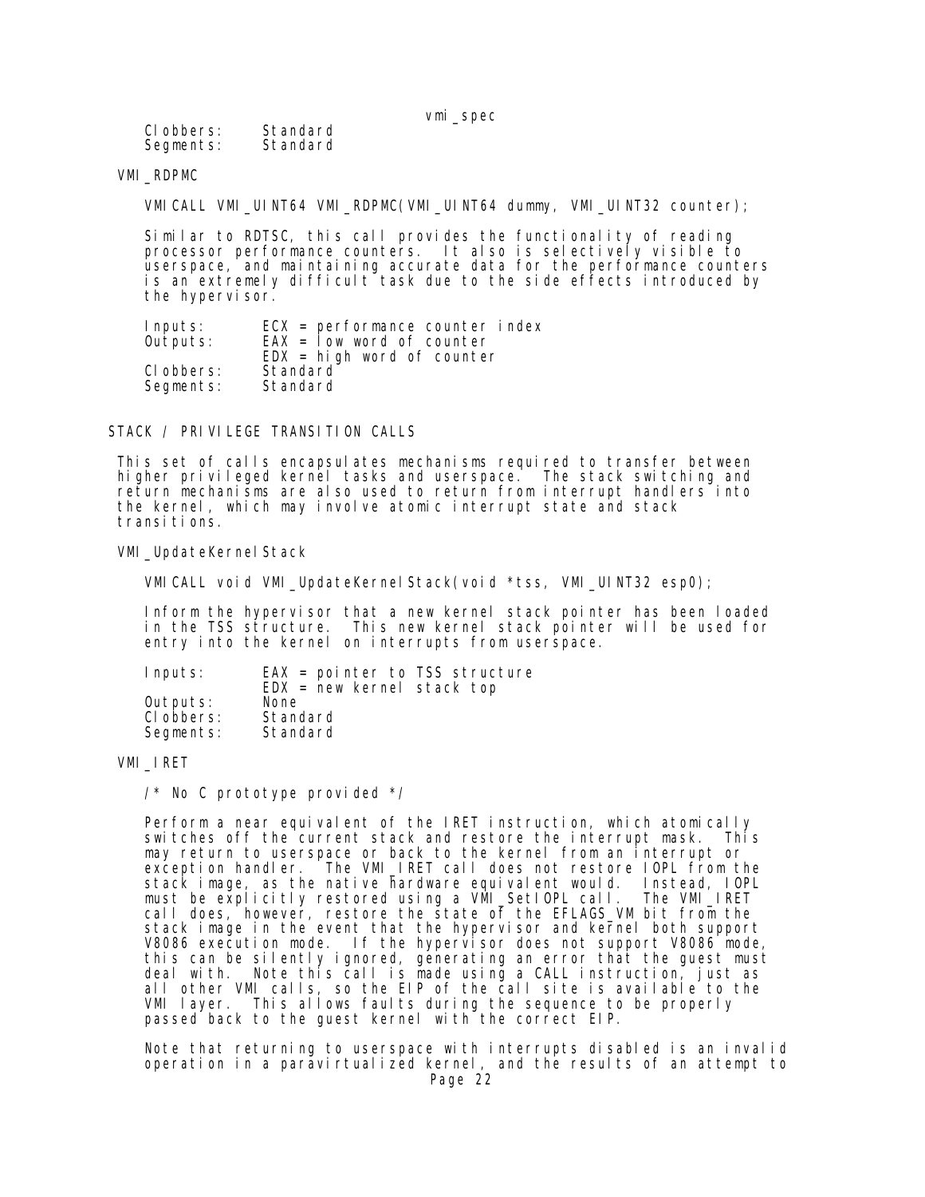Clobbers:     Standard
Segments:     Standard

### VMI_RDPMC

```
VMICALL VMI_UINT64 VMI_RDPMC(VMI_UINT64 dummy, VMI_UINT32 counter);
```

Similar to RDTSC, this call provides the functionality of reading processor performance counters. It also is selectively visible to userspace, and maintaining accurate data for the performance counters is an extremely difficult task due to the side effects introduced by the hypervisor.

```
Inputs:      ECX = performance counter index
Outputs:     EAX = low word of counter
             EDX = high word of counter
Clobbers:    Standard
Segments:    Standard
```

## STACK / PRIVILEGE TRANSITION CALLS

This set of calls encapsulates mechanisms required to transfer between higher privileged kernel tasks and userspace. The stack switching and return mechanisms are also used to return from interrupt handlers into the kernel, which may involve atomic interrupt state and stack transitions.

### VMI_UpdateKernelStack

```
VMICALL void VMI_UpdateKernelStack(void *tss, VMI_UINT32 esp0);
```

Inform the hypervisor that a new kernel stack pointer has been loaded in the TSS structure. This new kernel stack pointer will be used for entry into the kernel on interrupts from userspace.

```
Inputs:      EAX = pointer to TSS structure
             EDX = new kernel stack top
Outputs:     None
Clobbers:    Standard
Segments:    Standard
```

### VMI_IRET

```
/* No C prototype provided */
```

Perform a near equivalent of the IRET instruction, which atomically switches off the current stack and restore the interrupt mask. This may return to userspace or back to the kernel from an interrupt or exception handler. The VMI_IRET call does not restore IOPL from the stack image, as the native hardware equivalent would. Instead, IOPL must be explicitly restored using a VMI_SetIOPL call. The VMI_IRET call does, however, restore the state of the EFLAGS_VM bit from the stack image in the event that the hypervisor and kernel both support V8086 execution mode. If the hypervisor does not support V8086 mode, this can be silently ignored, generating an error that the guest must deal with. Note this call is made using a CALL instruction, just as all other VMI calls, so the EIP of the call site is available to the VMI layer. This allows faults during the sequence to be properly passed back to the guest kernel with the correct EIP.

Note that returning to userspace with interrupts disabled is an invalid operation in a paravirtualized kernel, and the results of an attempt to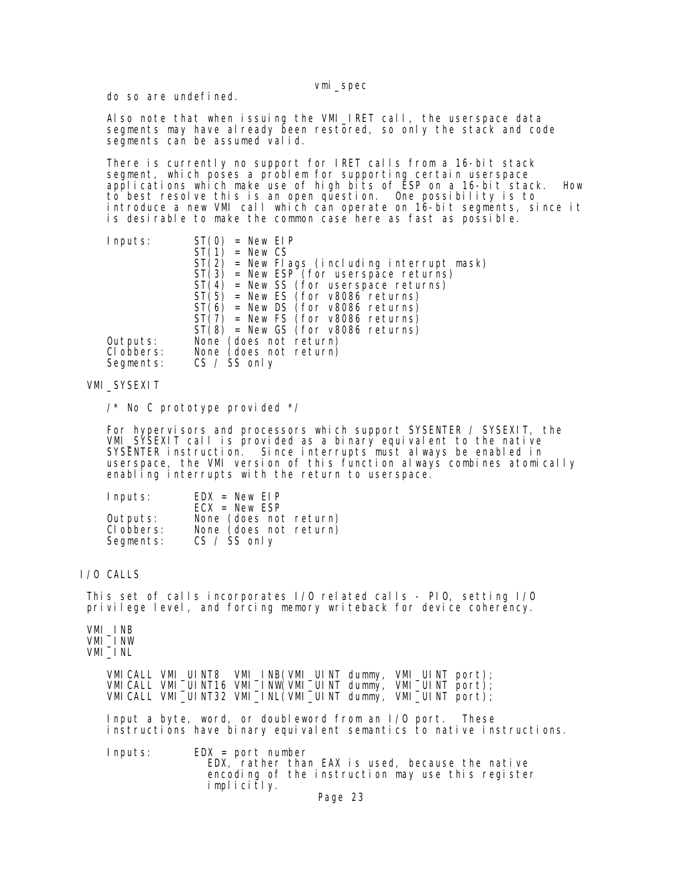do so are undefined.

Also note that when issuing the VMI_IRET call, the userspace data segments may have already been restored, so only the stack and code segments can be assumed valid.

There is currently no support for IRET calls from a 16-bit stack segment, which poses a problem for supporting certain userspace applications which make use of high bits of ESP on a 16-bit stack. How to best resolve this is an open question. One possibility is to introduce a new VMI call which can operate on 16-bit segments, since it is desirable to make the common case here as fast as possible.

```
Inputs:      ST(0) = New EIP
             ST(1) = New CS
             ST(2) = New Flags (including interrupt mask)
             ST(3) = New ESP (for userspace returns)
             ST(4) = New SS (for userspace returns)
             ST(5) = New ES (for v8086 returns)
             ST(6) = New DS (for v8086 returns)
             ST(7) = New FS (for v8086 returns)
             ST(8) = New GS (for v8086 returns)
Outputs:     None (does not return)
Clobbers:    None (does not return)
Segments:    CS / SS only
```

### VMI_SYSEXIT

```
/* No C prototype provided */
```

For hypervisors and processors which support SYSENTER / SYSEXIT, the VMI_SYSEXIT call is provided as a binary equivalent to the native SYSENTER instruction. Since interrupts must always be enabled in userspace, the VMI version of this function always combines atomically enabling interrupts with the return to userspace.

```
Inputs:      EDX = New EIP
             ECX = New ESP
Outputs:     None (does not return)
Clobbers:    None (does not return)
Segments:    CS / SS only
```

## I/O CALLS

This set of calls incorporates I/O related calls - PIO, setting I/O privilege level, and forcing memory writeback for device coherency.

### VMI_INB
### VMI_INW
### VMI_INL

```
VMICALL VMI_UINT8  VMI_INB(VMI_UINT dummy, VMI_UINT port);
VMICALL VMI_UINT16 VMI_INW(VMI_UINT dummy, VMI_UINT port);
VMICALL VMI_UINT32 VMI_INL(VMI_UINT dummy, VMI_UINT port);
```

Input a byte, word, or doubleword from an I/O port. These instructions have binary equivalent semantics to native instructions.

```
Inputs:      EDX = port number
               EDX, rather than EAX is used, because the native
               encoding of the instruction may use this register
               implicitly.
```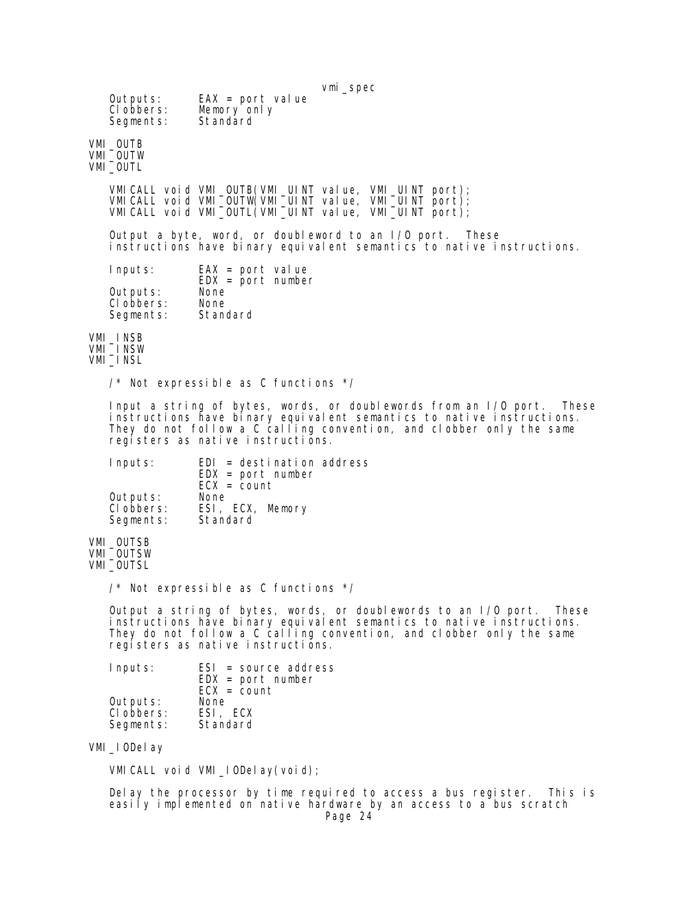```
    Outputs:      EAX = port value
    Clobbers:     Memory only
    Segments:     Standard
```

VMI_OUTB
VMI_OUTW
VMI_OUTL

```
VMICALL void VMI_OUTB(VMI_UINT value, VMI_UINT port);
VMICALL void VMI_OUTW(VMI_UINT value, VMI_UINT port);
VMICALL void VMI_OUTL(VMI_UINT value, VMI_UINT port);
```

Output a byte, word, or doubleword to an I/O port. These instructions have binary equivalent semantics to native instructions.

```
    Inputs:       EAX = port value
                  EDX = port number
    Outputs:      None
    Clobbers:     None
    Segments:     Standard
```

VMI_INSB
VMI_INSW
VMI_INSL

```
/* Not expressible as C functions */
```

Input a string of bytes, words, or doublewords from an I/O port. These instructions have binary equivalent semantics to native instructions. They do not follow a C calling convention, and clobber only the same registers as native instructions.

```
    Inputs:       EDI = destination address
                  EDX = port number
                  ECX = count
    Outputs:      None
    Clobbers:     ESI, ECX, Memory
    Segments:     Standard
```

VMI_OUTSB
VMI_OUTSW
VMI_OUTSL

```
/* Not expressible as C functions */
```

Output a string of bytes, words, or doublewords to an I/O port. These instructions have binary equivalent semantics to native instructions. They do not follow a C calling convention, and clobber only the same registers as native instructions.

```
    Inputs:       ESI = source address
                  EDX = port number
                  ECX = count
    Outputs:      None
    Clobbers:     ESI, ECX
    Segments:     Standard
```

VMI_IODelay

```
VMICALL void VMI_IODelay(void);
```

Delay the processor by time required to access a bus register. This is easily implemented on native hardware by an access to a bus scratch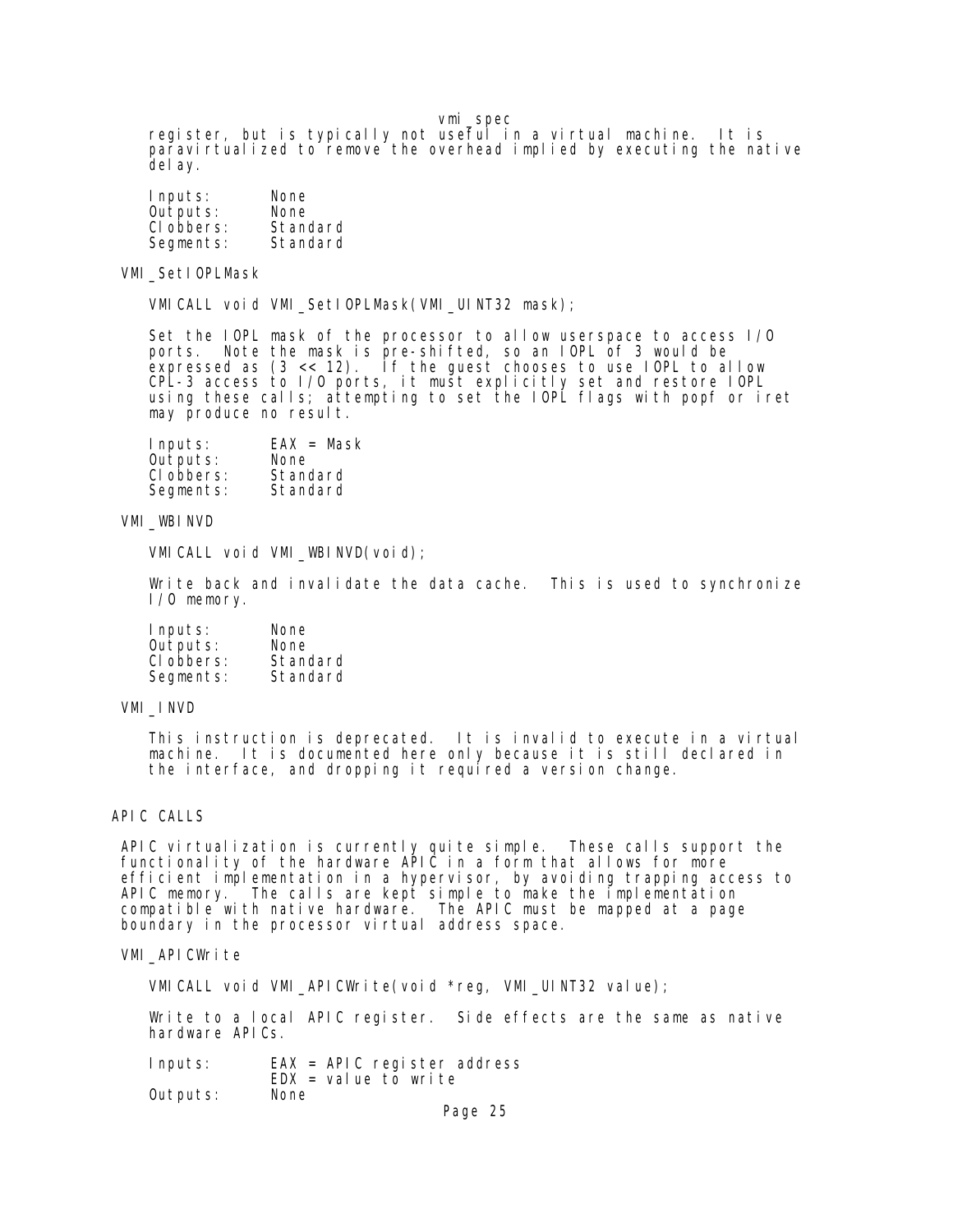register, but is typically not useful in a virtual machine. It is paravirtualized to remove the overhead implied by executing the native delay.

```
Inputs:     None
Outputs:    None
Clobbers:   Standard
Segments:   Standard
```

### VMI_SetIOPLMask

```
VMICALL void VMI_SetIOPLMask(VMI_UINT32 mask);
```

Set the IOPL mask of the processor to allow userspace to access I/O ports. Note the mask is pre-shifted, so an IOPL of 3 would be expressed as (3 << 12). If the guest chooses to use IOPL to allow CPL-3 access to I/O ports, it must explicitly set and restore IOPL using these calls; attempting to set the IOPL flags with popf or iret may produce no result.

```
Inputs:     EAX = Mask
Outputs:    None
Clobbers:   Standard
Segments:   Standard
```

### VMI_WBINVD

```
VMICALL void VMI_WBINVD(void);
```

Write back and invalidate the data cache. This is used to synchronize I/O memory.

```
Inputs:     None
Outputs:    None
Clobbers:   Standard
Segments:   Standard
```

### VMI_INVD

This instruction is deprecated. It is invalid to execute in a virtual machine. It is documented here only because it is still declared in the interface, and dropping it required a version change.

## APIC CALLS

APIC virtualization is currently quite simple. These calls support the functionality of the hardware APIC in a form that allows for more efficient implementation in a hypervisor, by avoiding trapping access to APIC memory. The calls are kept simple to make the implementation compatible with native hardware. The APIC must be mapped at a page boundary in the processor virtual address space.

### VMI_APICWrite

```
VMICALL void VMI_APICWrite(void *reg, VMI_UINT32 value);
```

Write to a local APIC register. Side effects are the same as native hardware APICs.

```
Inputs:     EAX = APIC register address
            EDX = value to write
Outputs:    None
```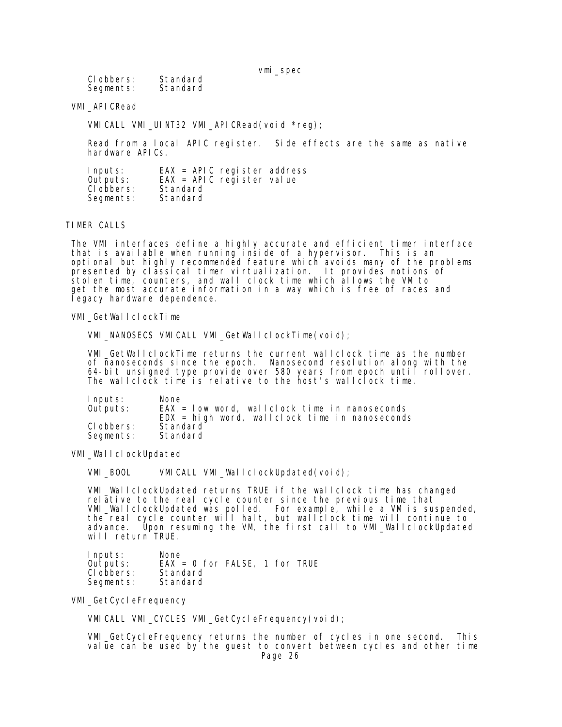Clobbers:     Standard
    Segments:     Standard

## VMI_APICRead

```
VMICALL VMI_UINT32 VMI_APICRead(void *reg);
```

Read from a local APIC register.  Side effects are the same as native hardware APICs.

    Inputs:       EAX = APIC register address
    Outputs:      EAX = APIC register value
    Clobbers:     Standard
    Segments:     Standard

# TIMER CALLS

The VMI interfaces define a highly accurate and efficient timer interface that is available when running inside of a hypervisor.  This is an optional but highly recommended feature which avoids many of the problems presented by classical timer virtualization.  It provides notions of stolen time, counters, and wall clock time which allows the VM to get the most accurate information in a way which is free of races and legacy hardware dependence.

## VMI_GetWallclockTime

```
VMI_NANOSECS VMICALL VMI_GetWallclockTime(void);
```

VMI_GetWallclockTime returns the current wallclock time as the number of nanoseconds since the epoch.  Nanosecond resolution along with the 64-bit unsigned type provide over 580 years from epoch until rollover. The wallclock time is relative to the host's wallclock time.

    Inputs:       None
    Outputs:      EAX = low word, wallclock time in nanoseconds
                  EDX = high word, wallclock time in nanoseconds
    Clobbers:     Standard
    Segments:     Standard

## VMI_WallclockUpdated

```
VMI_BOOL      VMICALL VMI_WallclockUpdated(void);
```

VMI_WallclockUpdated returns TRUE if the wallclock time has changed relative to the real cycle counter since the previous time that VMI_WallclockUpdated was polled.  For example, while a VM is suspended, the real cycle counter will halt, but wallclock time will continue to advance.  Upon resuming the VM, the first call to VMI_WallclockUpdated will return TRUE.

    Inputs:       None
    Outputs:      EAX = 0 for FALSE, 1 for TRUE
    Clobbers:     Standard
    Segments:     Standard

## VMI_GetCycleFrequency

```
VMICALL VMI_CYCLES VMI_GetCycleFrequency(void);
```

VMI_GetCycleFrequency returns the number of cycles in one second.  This value can be used by the guest to convert between cycles and other time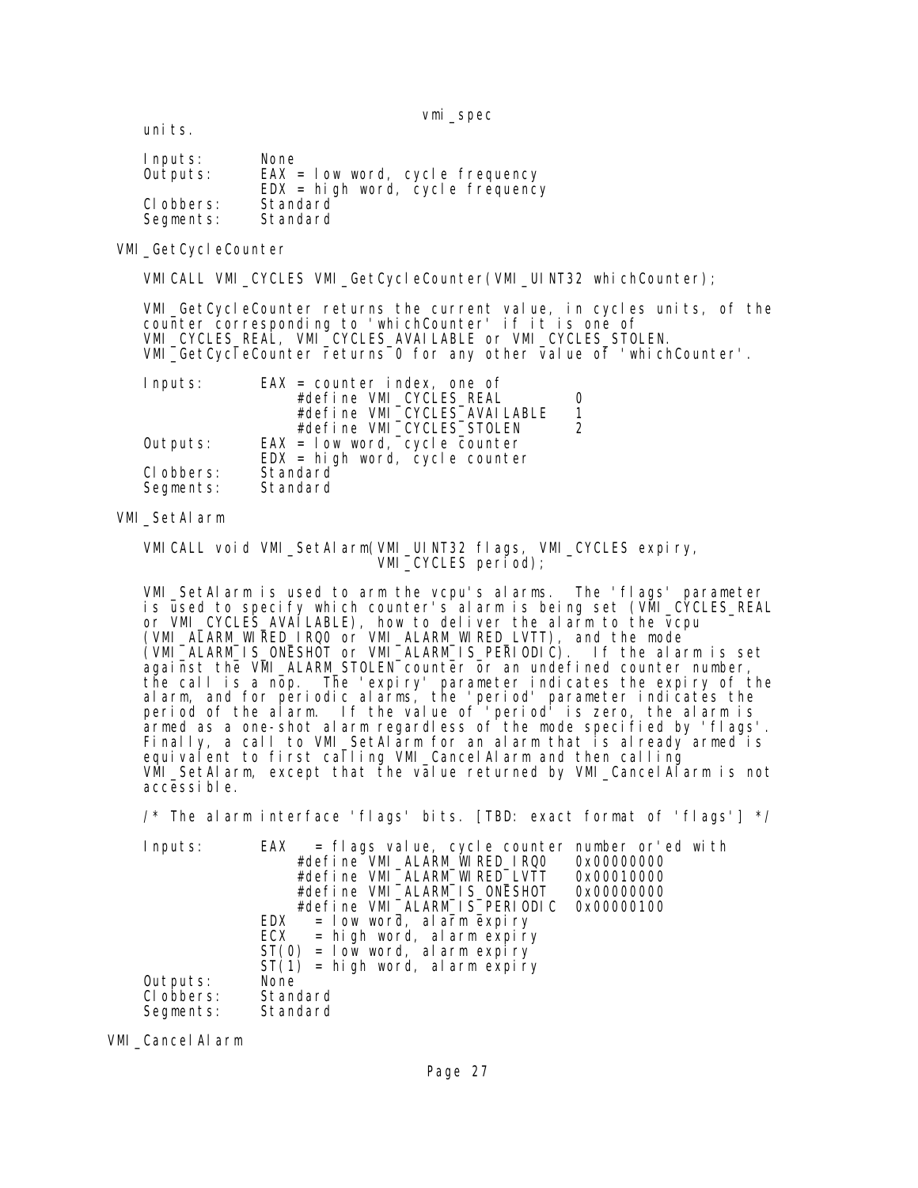units.

```
Inputs:      None
Outputs:     EAX = low word, cycle frequency
             EDX = high word, cycle frequency
Clobbers:    Standard
Segments:    Standard
```

### VMI_GetCycleCounter

```
VMICALL VMI_CYCLES VMI_GetCycleCounter(VMI_UINT32 whichCounter);
```

VMI_GetCycleCounter returns the current value, in cycles units, of the counter corresponding to 'whichCounter' if it is one of VMI_CYCLES_REAL, VMI_CYCLES_AVAILABLE or VMI_CYCLES_STOLEN. VMI_GetCycleCounter returns 0 for any other value of 'whichCounter'.

```
Inputs:      EAX = counter index, one of
                 #define VMI_CYCLES_REAL         0
                 #define VMI_CYCLES_AVAILABLE    1
                 #define VMI_CYCLES_STOLEN       2
Outputs:     EAX = low word, cycle counter
             EDX = high word, cycle counter
Clobbers:    Standard
Segments:    Standard
```

### VMI_SetAlarm

```
VMICALL void VMI_SetAlarm(VMI_UINT32 flags, VMI_CYCLES expiry,
                          VMI_CYCLES period);
```

VMI_SetAlarm is used to arm the vcpu's alarms. The 'flags' parameter is used to specify which counter's alarm is being set (VMI_CYCLES_REAL or VMI_CYCLES_AVAILABLE), how to deliver the alarm to the vcpu (VMI_ALARM_WIRED_IRQ0 or VMI_ALARM_WIRED_LVTT), and the mode (VMI_ALARM_IS_ONESHOT or VMI_ALARM_IS_PERIODIC). If the alarm is set against the VMI_ALARM_STOLEN counter or an undefined counter number, the call is a nop. The 'expiry' parameter indicates the expiry of the alarm, and for periodic alarms, the 'period' parameter indicates the period of the alarm. If the value of 'period' is zero, the alarm is armed as a one-shot alarm regardless of the mode specified by 'flags'. Finally, a call to VMI_SetAlarm for an alarm that is already armed is equivalent to first calling VMI_CancelAlarm and then calling VMI_SetAlarm, except that the value returned by VMI_CancelAlarm is not accessible.

```
/* The alarm interface 'flags' bits. [TBD: exact format of 'flags'] */

Inputs:      EAX   = flags value, cycle counter number or'ed with
                 #define VMI_ALARM_WIRED_IRQ0    0x00000000
                 #define VMI_ALARM_WIRED_LVTT    0x00010000
                 #define VMI_ALARM_IS_ONESHOT    0x00000000
                 #define VMI_ALARM_IS_PERIODIC   0x00000100
             EDX   = low word, alarm expiry
             ECX   = high word, alarm expiry
             ST(0) = low word, alarm expiry
             ST(1) = high word, alarm expiry
Outputs:     None
Clobbers:    Standard
Segments:    Standard
```

### VMI_CancelAlarm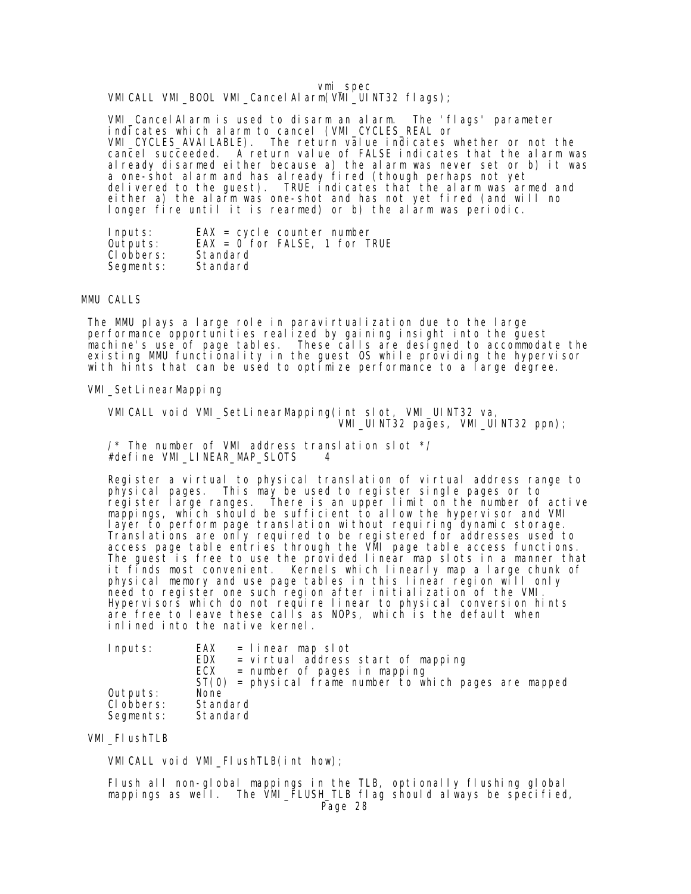```
VMICALL VMI_BOOL VMI_CancelAlarm(VMI_UINT32 flags);
```

VMI_CancelAlarm is used to disarm an alarm. The 'flags' parameter indicates which alarm to cancel (VMI_CYCLES_REAL or VMI_CYCLES_AVAILABLE). The return value indicates whether or not the cancel succeeded. A return value of FALSE indicates that the alarm was already disarmed either because a) the alarm was never set or b) it was a one-shot alarm and has already fired (though perhaps not yet delivered to the guest). TRUE indicates that the alarm was armed and either a) the alarm was one-shot and has not yet fired (and will no longer fire until it is rearmed) or b) the alarm was periodic.

```
Inputs:      EAX = cycle counter number
Outputs:     EAX = 0 for FALSE, 1 for TRUE
Clobbers:    Standard
Segments:    Standard
```

## MMU CALLS

The MMU plays a large role in paravirtualization due to the large performance opportunities realized by gaining insight into the guest machine's use of page tables. These calls are designed to accommodate the existing MMU functionality in the guest OS while providing the hypervisor with hints that can be used to optimize performance to a large degree.

### VMI_SetLinearMapping

```
VMICALL void VMI_SetLinearMapping(int slot, VMI_UINT32 va,
                                  VMI_UINT32 pages, VMI_UINT32 ppn);

/* The number of VMI address translation slot */
#define VMI_LINEAR_MAP_SLOTS    4
```

Register a virtual to physical translation of virtual address range to physical pages. This may be used to register single pages or to register large ranges. There is an upper limit on the number of active mappings, which should be sufficient to allow the hypervisor and VMI layer to perform page translation without requiring dynamic storage. Translations are only required to be registered for addresses used to access page table entries through the VMI page table access functions. The guest is free to use the provided linear map slots in a manner that it finds most convenient. Kernels which linearly map a large chunk of physical memory and use page tables in this linear region will only need to register one such region after initialization of the VMI. Hypervisors which do not require linear to physical conversion hints are free to leave these calls as NOPs, which is the default when inlined into the native kernel.

```
Inputs:      EAX   = linear map slot
             EDX   = virtual address start of mapping
             ECX   = number of pages in mapping
             ST(0) = physical frame number to which pages are mapped
Outputs:     None
Clobbers:    Standard
Segments:    Standard
```

### VMI_FlushTLB

```
VMICALL void VMI_FlushTLB(int how);
```

Flush all non-global mappings in the TLB, optionally flushing global mappings as well. The VMI_FLUSH_TLB flag should always be specified,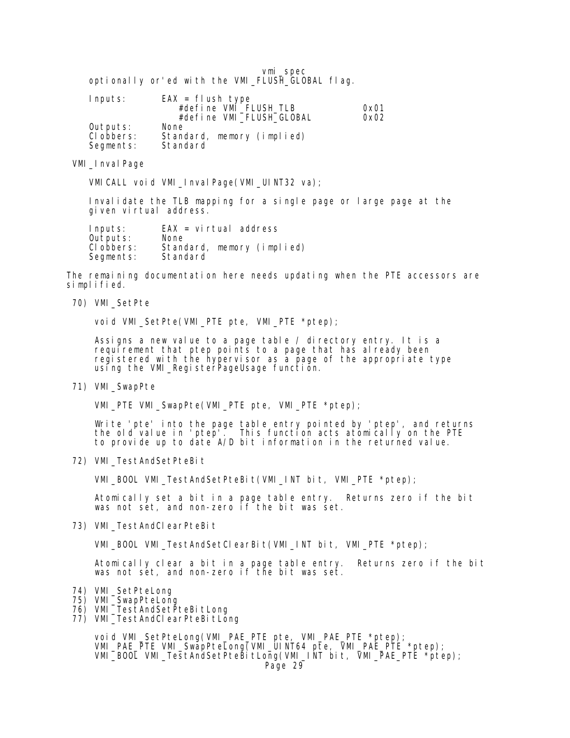optionally or'ed with the VMI_FLUSH_GLOBAL flag.

```
Inputs:      EAX = flush type
                #define VMI_FLUSH_TLB            0x01
                #define VMI_FLUSH_GLOBAL         0x02
Outputs:     None
Clobbers:    Standard, memory (implied)
Segments:    Standard
```

VMI_InvalPage

```
VMICALL void VMI_InvalPage(VMI_UINT32 va);
```

Invalidate the TLB mapping for a single page or large page at the given virtual address.

```
Inputs:      EAX = virtual address
Outputs:     None
Clobbers:    Standard, memory (implied)
Segments:    Standard
```

The remaining documentation here needs updating when the PTE accessors are simplified.

70) VMI_SetPte

```
void VMI_SetPte(VMI_PTE pte, VMI_PTE *ptep);
```

Assigns a new value to a page table / directory entry. It is a requirement that ptep points to a page that has already been registered with the hypervisor as a page of the appropriate type using the VMI_RegisterPageUsage function.

71) VMI_SwapPte

```
VMI_PTE VMI_SwapPte(VMI_PTE pte, VMI_PTE *ptep);
```

Write 'pte' into the page table entry pointed by 'ptep', and returns the old value in 'ptep'. This function acts atomically on the PTE to provide up to date A/D bit information in the returned value.

72) VMI_TestAndSetPteBit

```
VMI_BOOL VMI_TestAndSetPteBit(VMI_INT bit, VMI_PTE *ptep);
```

Atomically set a bit in a page table entry. Returns zero if the bit was not set, and non-zero if the bit was set.

73) VMI_TestAndClearPteBit

```
VMI_BOOL VMI_TestAndSetClearBit(VMI_INT bit, VMI_PTE *ptep);
```

Atomically clear a bit in a page table entry. Returns zero if the bit was not set, and non-zero if the bit was set.

74) VMI_SetPteLong
75) VMI_SwapPteLong
76) VMI_TestAndSetPteBitLong
77) VMI_TestAndClearPteBitLong

```
void VMI_SetPteLong(VMI_PAE_PTE pte, VMI_PAE_PTE *ptep);
VMI_PAE_PTE VMI_SwapPteLong(VMI_UINT64 pte, VMI_PAE_PTE *ptep);
VMI_BOOL VMI_TestAndSetPteBitLong(VMI_INT bit, VMI_PAE_PTE *ptep);
```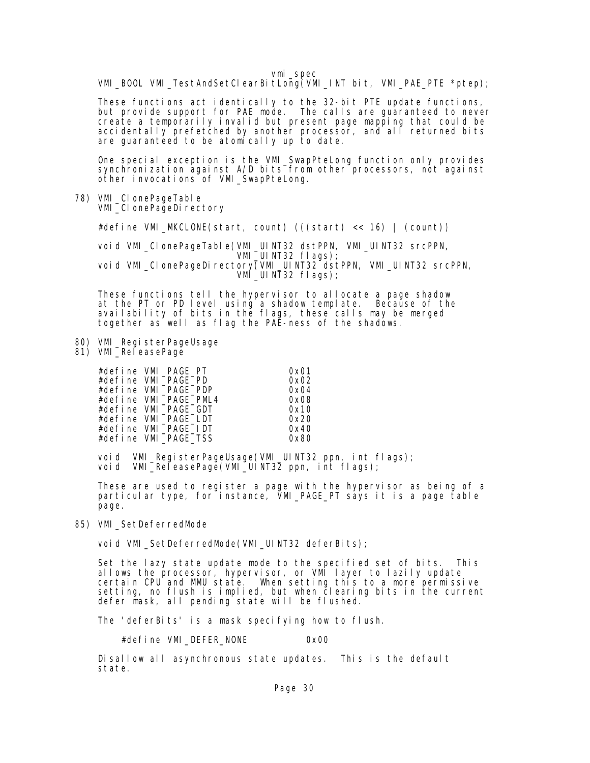```
VMI_BOOL VMI_TestAndSetClearBitLong(VMI_INT bit, VMI_PAE_PTE *ptep);
```

These functions act identically to the 32-bit PTE update functions, but provide support for PAE mode. The calls are guaranteed to never create a temporarily invalid but present page mapping that could be accidentally prefetched by another processor, and all returned bits are guaranteed to be atomically up to date.

One special exception is the VMI_SwapPteLong function only provides synchronization against A/D bits from other processors, not against other invocations of VMI_SwapPteLong.

78) VMI_ClonePageTable
    VMI_ClonePageDirectory

```
#define VMI_MKCLONE(start, count) (((start) << 16) | (count))

void VMI_ClonePageTable(VMI_UINT32 dstPPN, VMI_UINT32 srcPPN,
                        VMI_UINT32 flags);
void VMI_ClonePageDirectory(VMI_UINT32 dstPPN, VMI_UINT32 srcPPN,
                            VMI_UINT32 flags);
```

These functions tell the hypervisor to allocate a page shadow at the PT or PD level using a shadow template. Because of the availability of bits in the flags, these calls may be merged together as well as flag the PAE-ness of the shadows.

80) VMI_RegisterPageUsage
81) VMI_ReleasePage

```
#define VMI_PAGE_PT           0x01
#define VMI_PAGE_PD           0x02
#define VMI_PAGE_PDP          0x04
#define VMI_PAGE_PML4         0x08
#define VMI_PAGE_GDT          0x10
#define VMI_PAGE_LDT          0x20
#define VMI_PAGE_IDT          0x40
#define VMI_PAGE_TSS          0x80

void  VMI_RegisterPageUsage(VMI_UINT32 ppn, int flags);
void  VMI_ReleasePage(VMI_UINT32 ppn, int flags);
```

These are used to register a page with the hypervisor as being of a particular type, for instance, VMI_PAGE_PT says it is a page table page.

85) VMI_SetDeferredMode

```
void VMI_SetDeferredMode(VMI_UINT32 deferBits);
```

Set the lazy state update mode to the specified set of bits. This allows the processor, hypervisor, or VMI layer to lazily update certain CPU and MMU state. When setting this to a more permissive setting, no flush is implied, but when clearing bits in the current defer mask, all pending state will be flushed.

The 'deferBits' is a mask specifying how to flush.

```
#define VMI_DEFER_NONE          0x00
```

Disallow all asynchronous state updates. This is the default state.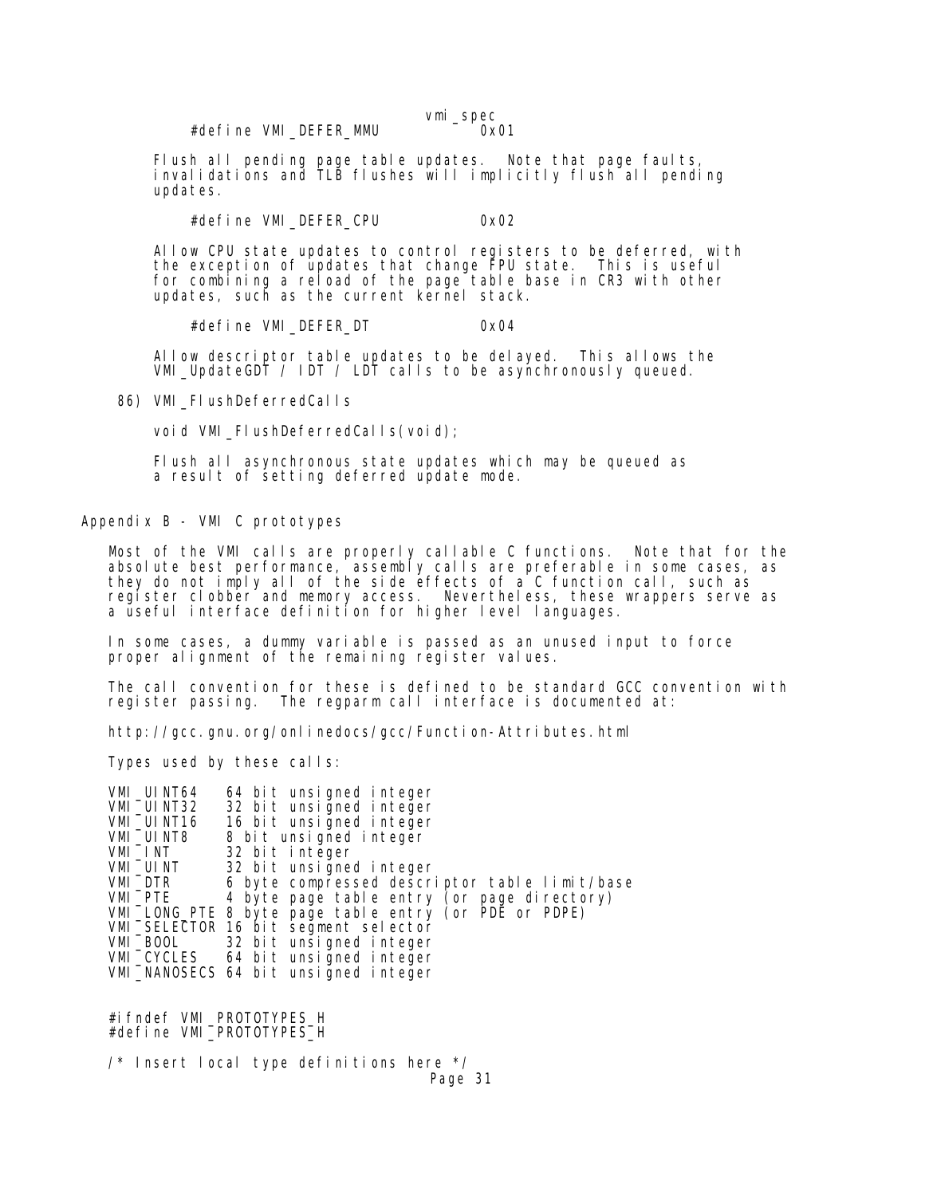```
#define VMI_DEFER_MMU           0x01
```

Flush all pending page table updates. Note that page faults, invalidations and TLB flushes will implicitly flush all pending updates.

```
#define VMI_DEFER_CPU           0x02
```

Allow CPU state updates to control registers to be deferred, with the exception of updates that change FPU state. This is useful for combining a reload of the page table base in CR3 with other updates, such as the current kernel stack.

```
#define VMI_DEFER_DT            0x04
```

Allow descriptor table updates to be delayed. This allows the VMI_UpdateGDT / IDT / LDT calls to be asynchronously queued.

86) VMI_FlushDeferredCalls

```
void VMI_FlushDeferredCalls(void);
```

Flush all asynchronous state updates which may be queued as a result of setting deferred update mode.

## Appendix B - VMI C prototypes

Most of the VMI calls are properly callable C functions. Note that for the absolute best performance, assembly calls are preferable in some cases, as they do not imply all of the side effects of a C function call, such as register clobber and memory access. Nevertheless, these wrappers serve as a useful interface definition for higher level languages.

In some cases, a dummy variable is passed as an unused input to force proper alignment of the remaining register values.

The call convention for these is defined to be standard GCC convention with register passing. The regparm call interface is documented at:

http://gcc.gnu.org/onlinedocs/gcc/Function-Attributes.html

Types used by these calls:

```
VMI_UINT64    64 bit unsigned integer
VMI_UINT32    32 bit unsigned integer
VMI_UINT16    16 bit unsigned integer
VMI_UINT8     8 bit unsigned integer
VMI_INT       32 bit integer
VMI_UINT      32 bit unsigned integer
VMI_DTR       6 byte compressed descriptor table limit/base
VMI_PTE       4 byte page table entry (or page directory)
VMI_LONG_PTE 8 byte page table entry (or PDE or PDPE)
VMI_SELECTOR 16 bit segment selector
VMI_BOOL      32 bit unsigned integer
VMI_CYCLES    64 bit unsigned integer
VMI_NANOSECS 64 bit unsigned integer
```

```
#ifndef VMI_PROTOTYPES_H
#define VMI_PROTOTYPES_H

/* Insert local type definitions here */
```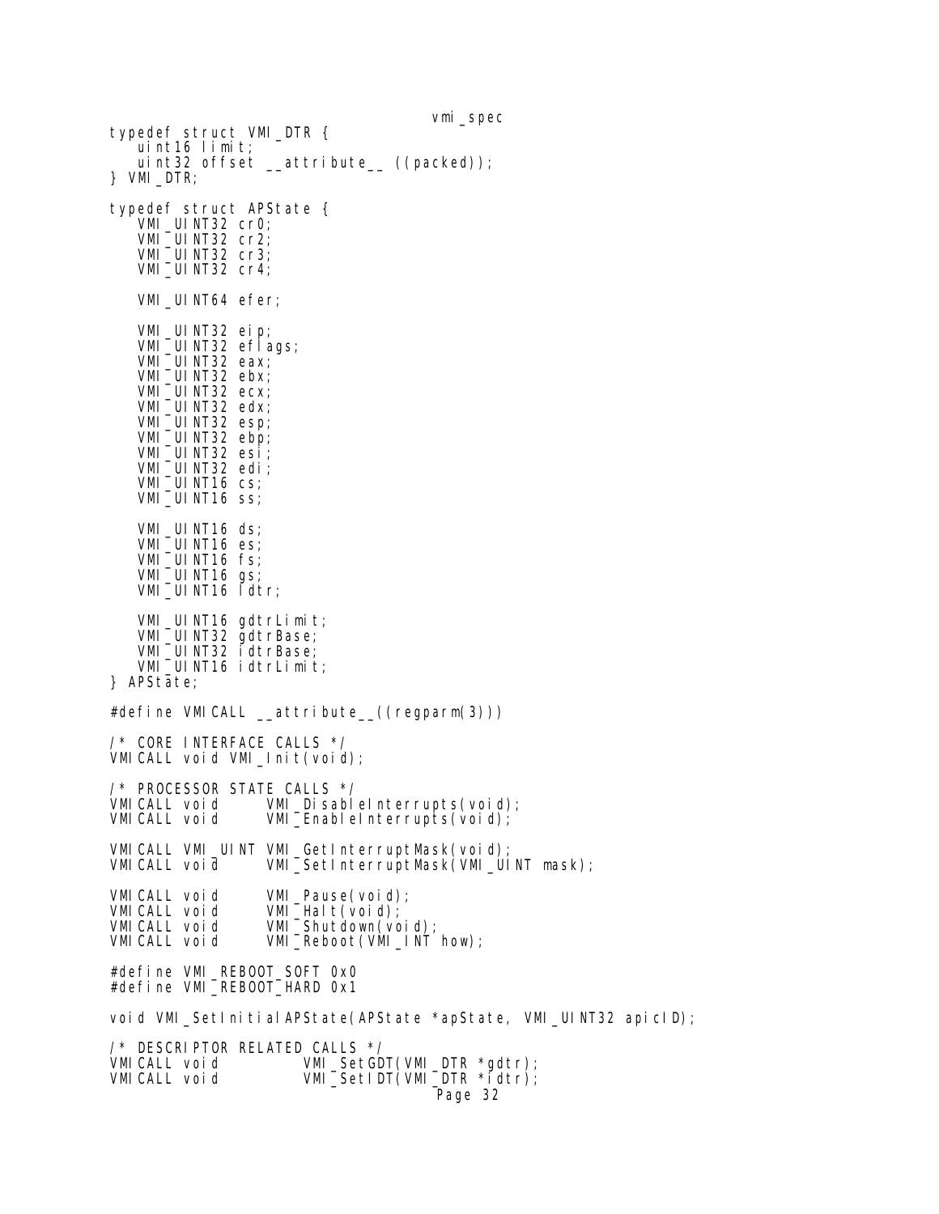```
typedef struct VMI_DTR {
   uint16 limit;
   uint32 offset __attribute__ ((packed));
} VMI_DTR;

typedef struct APState {
   VMI_UINT32 cr0;
   VMI_UINT32 cr2;
   VMI_UINT32 cr3;
   VMI_UINT32 cr4;

   VMI_UINT64 efer;

   VMI_UINT32 eip;
   VMI_UINT32 eflags;
   VMI_UINT32 eax;
   VMI_UINT32 ebx;
   VMI_UINT32 ecx;
   VMI_UINT32 edx;
   VMI_UINT32 esp;
   VMI_UINT32 ebp;
   VMI_UINT32 esi;
   VMI_UINT32 edi;
   VMI_UINT16 cs;
   VMI_UINT16 ss;

   VMI_UINT16 ds;
   VMI_UINT16 es;
   VMI_UINT16 fs;
   VMI_UINT16 gs;
   VMI_UINT16 ldtr;

   VMI_UINT16 gdtrLimit;
   VMI_UINT32 gdtrBase;
   VMI_UINT32 idtrBase;
   VMI_UINT16 idtrLimit;
} APState;

#define VMICALL __attribute__((regparm(3)))

/* CORE INTERFACE CALLS */
VMICALL void VMI_Init(void);

/* PROCESSOR STATE CALLS */
VMICALL void      VMI_DisableInterrupts(void);
VMICALL void      VMI_EnableInterrupts(void);

VMICALL VMI_UINT VMI_GetInterruptMask(void);
VMICALL void      VMI_SetInterruptMask(VMI_UINT mask);

VMICALL void      VMI_Pause(void);
VMICALL void      VMI_Halt(void);
VMICALL void      VMI_Shutdown(void);
VMICALL void      VMI_Reboot(VMI_INT how);

#define VMI_REBOOT_SOFT 0x0
#define VMI_REBOOT_HARD 0x1

void VMI_SetInitialAPState(APState *apState, VMI_UINT32 apicID);

/* DESCRIPTOR RELATED CALLS */
VMICALL void          VMI_SetGDT(VMI_DTR *gdtr);
VMICALL void          VMI_SetIDT(VMI_DTR *idtr);
```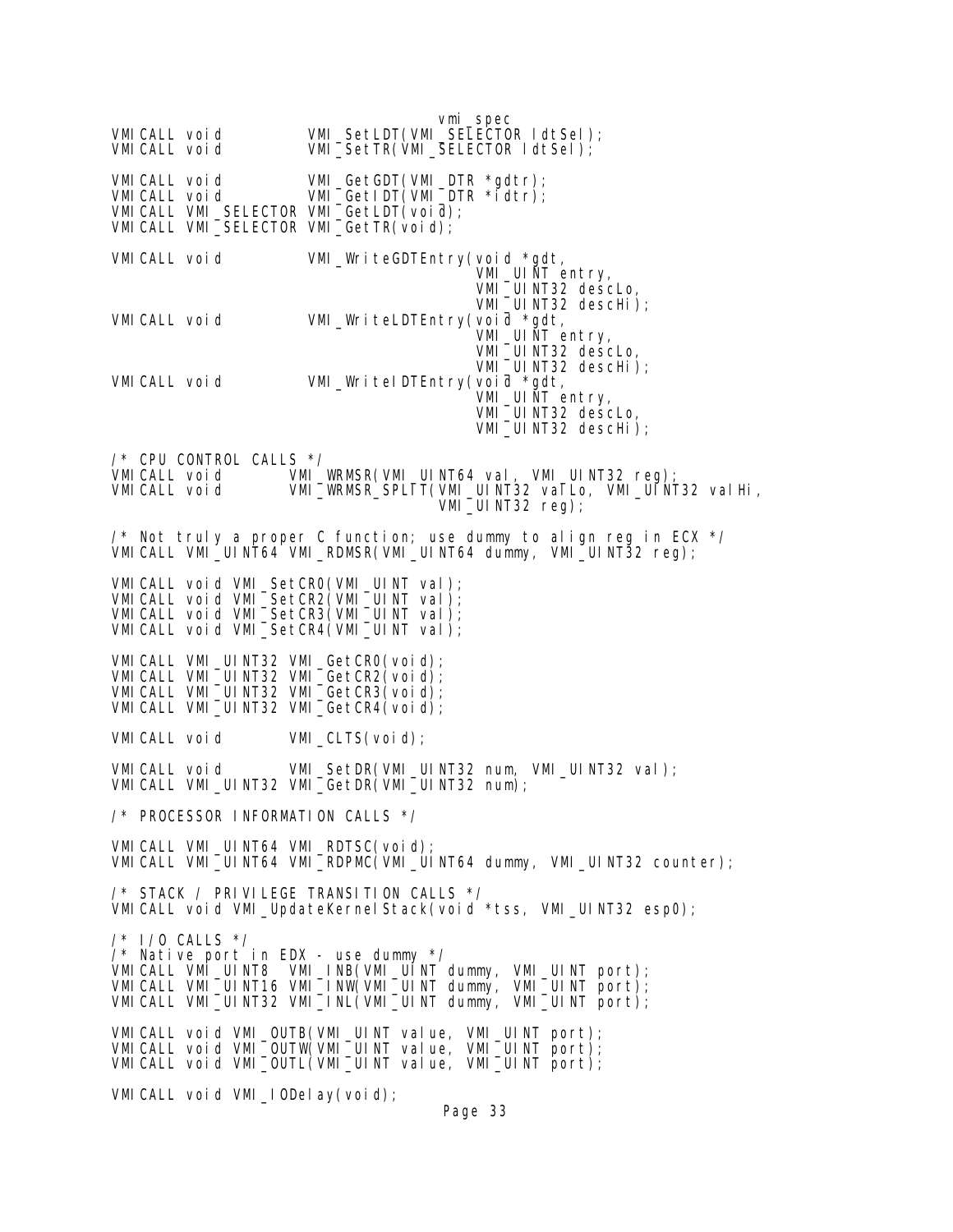```
VMICALL void          VMI_SetLDT(VMI_SELECTOR ldtSel);
VMICALL void          VMI_SetTR(VMI_SELECTOR ldtSel);

VMICALL void          VMI_GetGDT(VMI_DTR *gdtr);
VMICALL void          VMI_GetIDT(VMI_DTR *idtr);
VMICALL VMI_SELECTOR VMI_GetLDT(void);
VMICALL VMI_SELECTOR VMI_GetTR(void);

VMICALL void          VMI_WriteGDTEntry(void *gdt,
                                        VMI_UINT entry,
                                        VMI_UINT32 descLo,
                                        VMI_UINT32 descHi);
VMICALL void          VMI_WriteLDTEntry(void *gdt,
                                        VMI_UINT entry,
                                        VMI_UINT32 descLo,
                                        VMI_UINT32 descHi);
VMICALL void          VMI_WriteIDTEntry(void *gdt,
                                        VMI_UINT entry,
                                        VMI_UINT32 descLo,
                                        VMI_UINT32 descHi);

/* CPU CONTROL CALLS */
VMICALL void        VMI_WRMSR(VMI_UINT64 val, VMI_UINT32 reg);
VMICALL void        VMI_WRMSR_SPLIT(VMI_UINT32 valLo, VMI_UINT32 valHi,
                                    VMI_UINT32 reg);

/* Not truly a proper C function; use dummy to align reg in ECX */
VMICALL VMI_UINT64 VMI_RDMSR(VMI_UINT64 dummy, VMI_UINT32 reg);

VMICALL void VMI_SetCR0(VMI_UINT val);
VMICALL void VMI_SetCR2(VMI_UINT val);
VMICALL void VMI_SetCR3(VMI_UINT val);
VMICALL void VMI_SetCR4(VMI_UINT val);

VMICALL VMI_UINT32 VMI_GetCR0(void);
VMICALL VMI_UINT32 VMI_GetCR2(void);
VMICALL VMI_UINT32 VMI_GetCR3(void);
VMICALL VMI_UINT32 VMI_GetCR4(void);

VMICALL void        VMI_CLTS(void);

VMICALL void        VMI_SetDR(VMI_UINT32 num, VMI_UINT32 val);
VMICALL VMI_UINT32 VMI_GetDR(VMI_UINT32 num);

/* PROCESSOR INFORMATION CALLS */

VMICALL VMI_UINT64 VMI_RDTSC(void);
VMICALL VMI_UINT64 VMI_RDPMC(VMI_UINT64 dummy, VMI_UINT32 counter);

/* STACK / PRIVILEGE TRANSITION CALLS */
VMICALL void VMI_UpdateKernelStack(void *tss, VMI_UINT32 esp0);

/* I/O CALLS */
/* Native port in EDX - use dummy */
VMICALL VMI_UINT8  VMI_INB(VMI_UINT dummy, VMI_UINT port);
VMICALL VMI_UINT16 VMI_INW(VMI_UINT dummy, VMI_UINT port);
VMICALL VMI_UINT32 VMI_INL(VMI_UINT dummy, VMI_UINT port);

VMICALL void VMI_OUTB(VMI_UINT value, VMI_UINT port);
VMICALL void VMI_OUTW(VMI_UINT value, VMI_UINT port);
VMICALL void VMI_OUTL(VMI_UINT value, VMI_UINT port);

VMICALL void VMI_IODelay(void);
```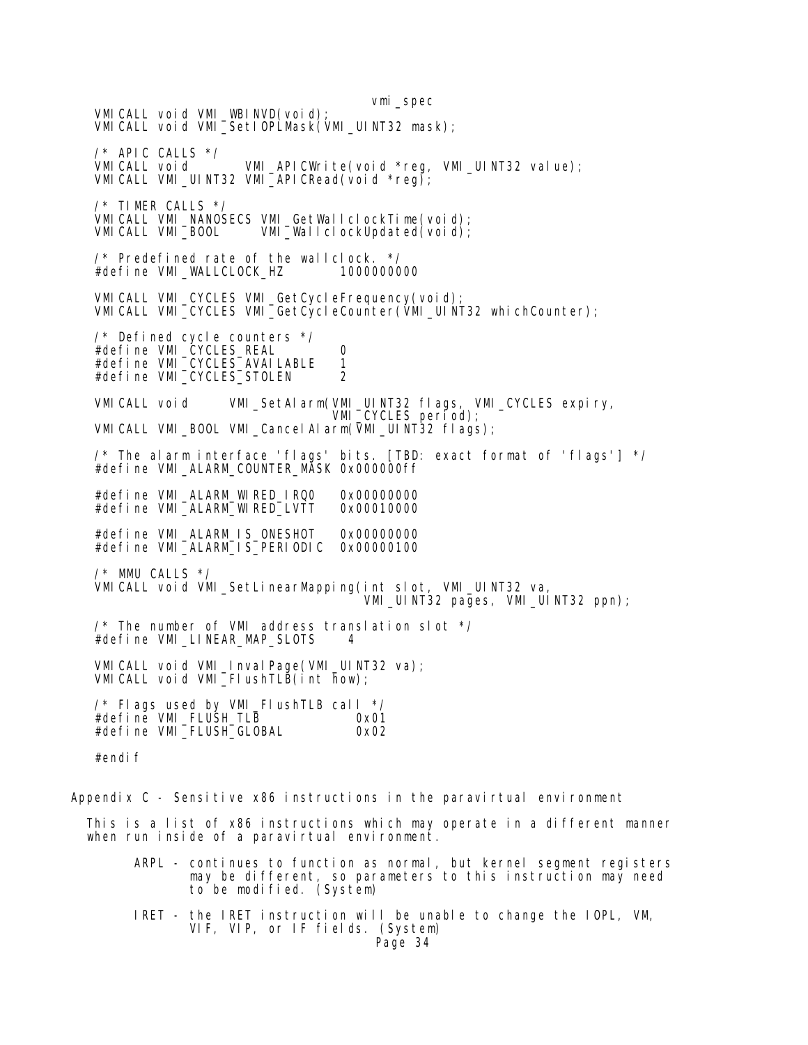```
VMICALL void VMI_WBINVD(void);
VMICALL void VMI_SetIOPLMask(VMI_UINT32 mask);

/* APIC CALLS */
VMICALL void       VMI_APICWrite(void *reg, VMI_UINT32 value);
VMICALL VMI_UINT32 VMI_APICRead(void *reg);

/* TIMER CALLS */
VMICALL VMI_NANOSECS VMI_GetWallclockTime(void);
VMICALL VMI_BOOL     VMI_WallclockUpdated(void);

/* Predefined rate of the wallclock. */
#define VMI_WALLCLOCK_HZ       1000000000

VMICALL VMI_CYCLES VMI_GetCycleFrequency(void);
VMICALL VMI_CYCLES VMI_GetCycleCounter(VMI_UINT32 whichCounter);

/* Defined cycle counters */
#define VMI_CYCLES_REAL        0
#define VMI_CYCLES_AVAILABLE   1
#define VMI_CYCLES_STOLEN      2

VMICALL void     VMI_SetAlarm(VMI_UINT32 flags, VMI_CYCLES expiry,
                              VMI_CYCLES period);
VMICALL VMI_BOOL VMI_CancelAlarm(VMI_UINT32 flags);

/* The alarm interface 'flags' bits. [TBD: exact format of 'flags'] */
#define VMI_ALARM_COUNTER_MASK 0x000000ff

#define VMI_ALARM_WIRED_IRQ0   0x00000000
#define VMI_ALARM_WIRED_LVTT   0x00010000

#define VMI_ALARM_IS_ONESHOT   0x00000000
#define VMI_ALARM_IS_PERIODIC  0x00000100

/* MMU CALLS */
VMICALL void VMI_SetLinearMapping(int slot, VMI_UINT32 va,
                                  VMI_UINT32 pages, VMI_UINT32 ppn);

/* The number of VMI address translation slot */
#define VMI_LINEAR_MAP_SLOTS    4

VMICALL void VMI_InvalPage(VMI_UINT32 va);
VMICALL void VMI_FlushTLB(int how);

/* Flags used by VMI_FlushTLB call */
#define VMI_FLUSH_TLB            0x01
#define VMI_FLUSH_GLOBAL         0x02

#endif
```

## Appendix C - Sensitive x86 instructions in the paravirtual environment

This is a list of x86 instructions which may operate in a different manner when run inside of a paravirtual environment.

ARPL - continues to function as normal, but kernel segment registers may be different, so parameters to this instruction may need to be modified. (System)

IRET - the IRET instruction will be unable to change the IOPL, VM, VIF, VIP, or IF fields. (System)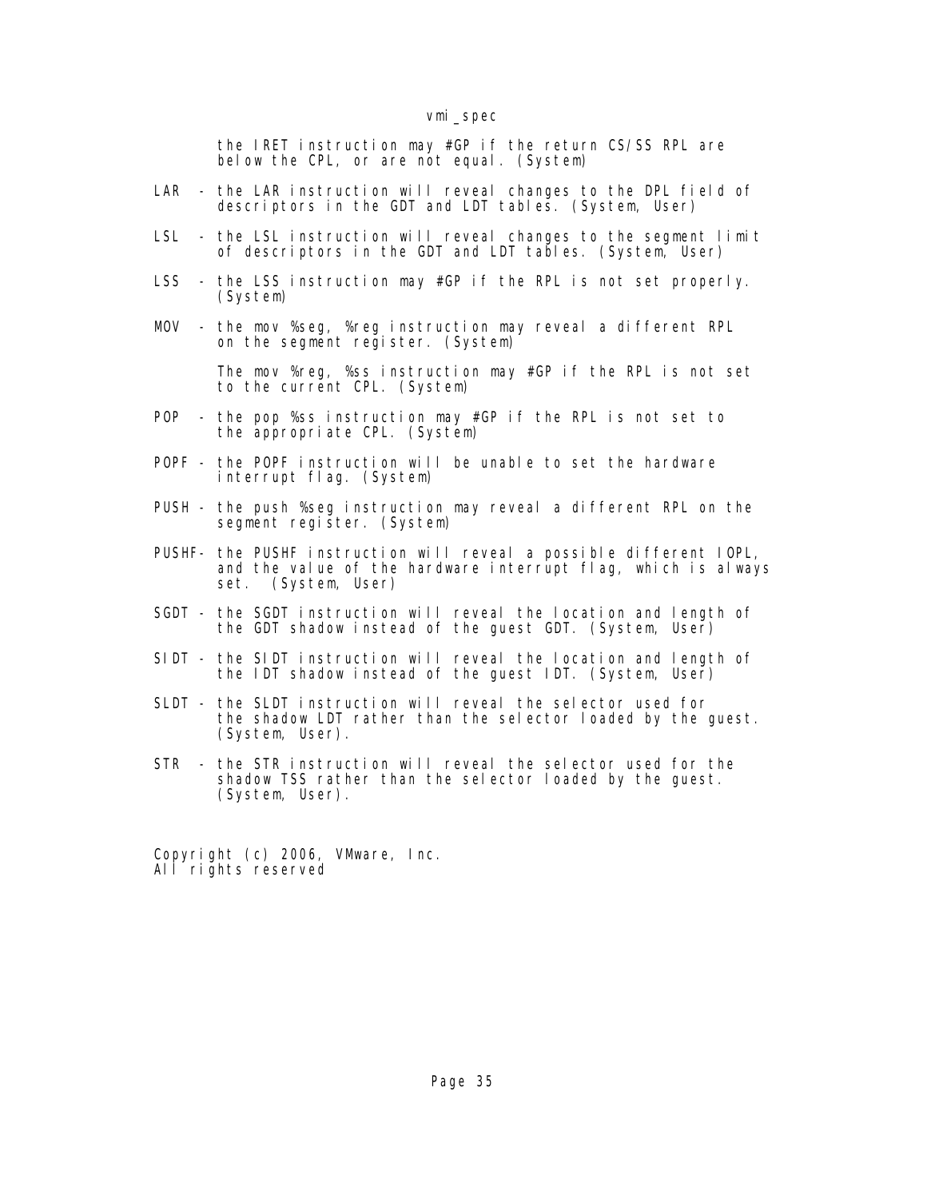the IRET instruction may #GP if the return CS/SS RPL are below the CPL, or are not equal. (System)

LAR - the LAR instruction will reveal changes to the DPL field of descriptors in the GDT and LDT tables. (System, User)

LSL - the LSL instruction will reveal changes to the segment limit of descriptors in the GDT and LDT tables. (System, User)

LSS - the LSS instruction may #GP if the RPL is not set properly. (System)

MOV - the mov %seg, %reg instruction may reveal a different RPL on the segment register. (System)

The mov %reg, %ss instruction may #GP if the RPL is not set to the current CPL. (System)

POP - the pop %ss instruction may #GP if the RPL is not set to the appropriate CPL. (System)

POPF - the POPF instruction will be unable to set the hardware interrupt flag. (System)

PUSH - the push %seg instruction may reveal a different RPL on the segment register. (System)

PUSHF- the PUSHF instruction will reveal a possible different IOPL, and the value of the hardware interrupt flag, which is always set. (System, User)

SGDT - the SGDT instruction will reveal the location and length of the GDT shadow instead of the guest GDT. (System, User)

SIDT - the SIDT instruction will reveal the location and length of the IDT shadow instead of the guest IDT. (System, User)

SLDT - the SLDT instruction will reveal the selector used for the shadow LDT rather than the selector loaded by the guest. (System, User).

STR - the STR instruction will reveal the selector used for the shadow TSS rather than the selector loaded by the guest. (System, User).

Copyright (c) 2006, VMware, Inc.
All rights reserved